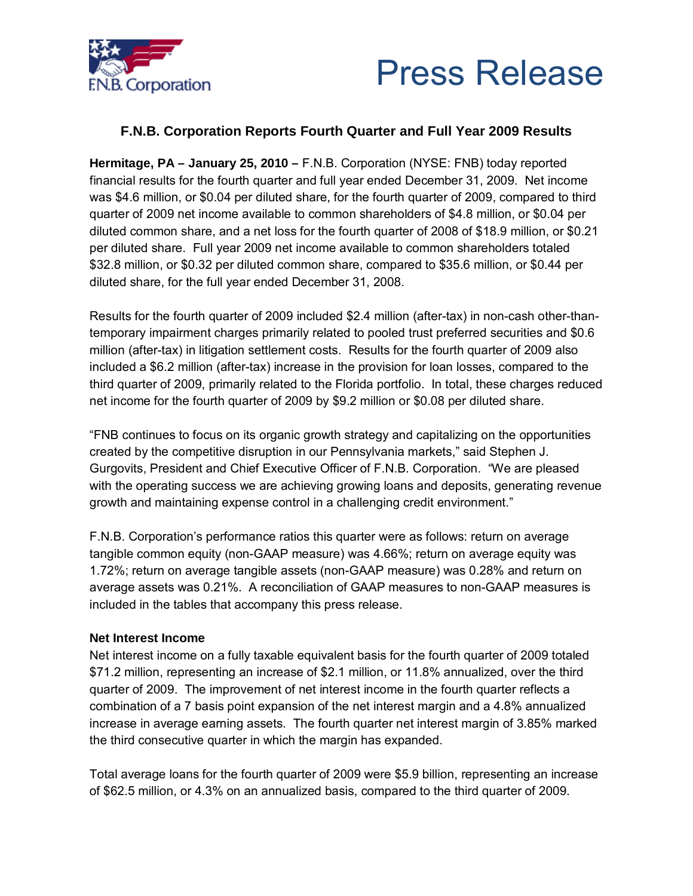F.N.B. Corporation

# Press Release

## F.N.B. Corporation Reports Fourth Quarter and Full Year 2009 Results

**Hermitage, PA – January 25, 2010 –** F.N.B. Corporation (NYSE: FNB) today reported financial results for the fourth quarter and full year ended December 31, 2009. Net income was $4.6 million, or $0.04 per diluted share, for the fourth quarter of 2009, compared to third quarter of 2009 net income available to common shareholders of $4.8 million, or $0.04 per diluted common share, and a net loss for the fourth quarter of 2008 of $18.9 million, or $0.21 per diluted share. Full year 2009 net income available to common shareholders totaled $32.8 million, or $0.32 per diluted common share, compared to $35.6 million, or $0.44 per diluted share, for the full year ended December 31, 2008.

Results for the fourth quarter of 2009 included $2.4 million (after-tax) in non-cash other-than-temporary impairment charges primarily related to pooled trust preferred securities and $0.6 million (after-tax) in litigation settlement costs. Results for the fourth quarter of 2009 also included a $6.2 million (after-tax) increase in the provision for loan losses, compared to the third quarter of 2009, primarily related to the Florida portfolio. In total, these charges reduced net income for the fourth quarter of 2009 by $9.2 million or $0.08 per diluted share.

"FNB continues to focus on its organic growth strategy and capitalizing on the opportunities created by the competitive disruption in our Pennsylvania markets," said Stephen J. Gurgovits, President and Chief Executive Officer of F.N.B. Corporation. "We are pleased with the operating success we are achieving growing loans and deposits, generating revenue growth and maintaining expense control in a challenging credit environment."

F.N.B. Corporation's performance ratios this quarter were as follows: return on average tangible common equity (non-GAAP measure) was 4.66%; return on average equity was 1.72%; return on average tangible assets (non-GAAP measure) was 0.28% and return on average assets was 0.21%. A reconciliation of GAAP measures to non-GAAP measures is included in the tables that accompany this press release.

**Net Interest Income**

Net interest income on a fully taxable equivalent basis for the fourth quarter of 2009 totaled $71.2 million, representing an increase of $2.1 million, or 11.8% annualized, over the third quarter of 2009. The improvement of net interest income in the fourth quarter reflects a combination of a 7 basis point expansion of the net interest margin and a 4.8% annualized increase in average earning assets. The fourth quarter net interest margin of 3.85% marked the third consecutive quarter in which the margin has expanded.

Total average loans for the fourth quarter of 2009 were $5.9 billion, representing an increase of $62.5 million, or 4.3% on an annualized basis, compared to the third quarter of 2009.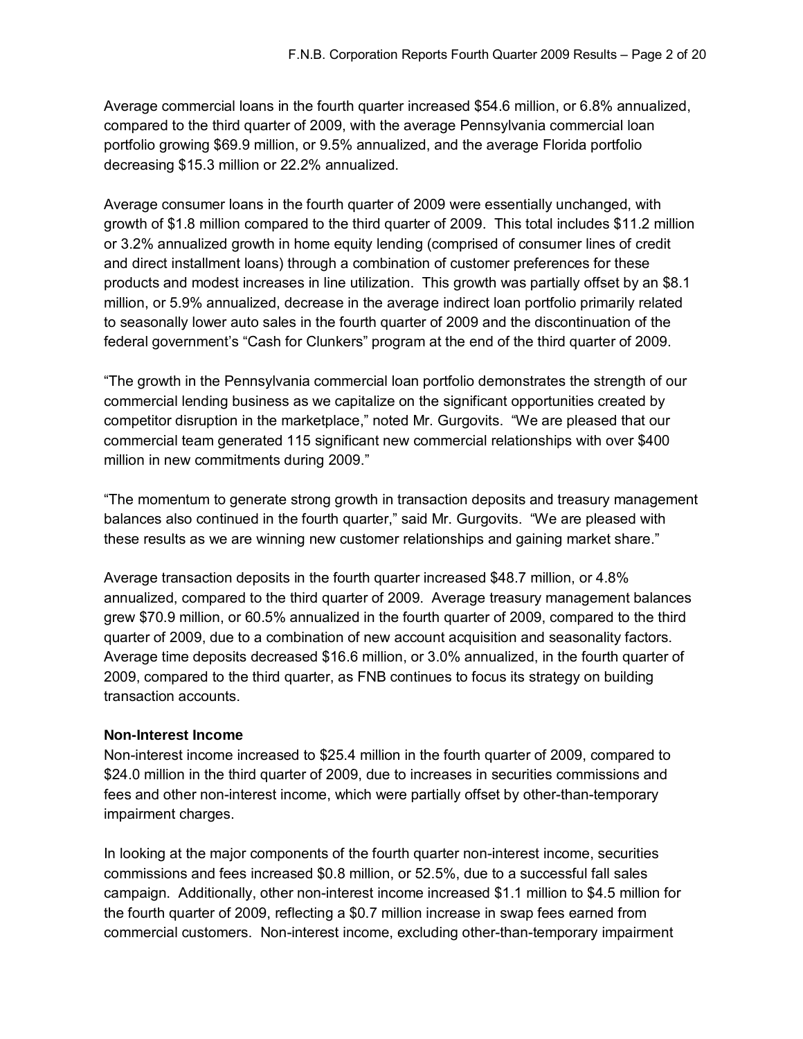Average commercial loans in the fourth quarter increased $54.6 million, or 6.8% annualized, compared to the third quarter of 2009, with the average Pennsylvania commercial loan portfolio growing $69.9 million, or 9.5% annualized, and the average Florida portfolio decreasing $15.3 million or 22.2% annualized.

Average consumer loans in the fourth quarter of 2009 were essentially unchanged, with growth of $1.8 million compared to the third quarter of 2009. This total includes $11.2 million or 3.2% annualized growth in home equity lending (comprised of consumer lines of credit and direct installment loans) through a combination of customer preferences for these products and modest increases in line utilization. This growth was partially offset by an $8.1 million, or 5.9% annualized, decrease in the average indirect loan portfolio primarily related to seasonally lower auto sales in the fourth quarter of 2009 and the discontinuation of the federal government's "Cash for Clunkers" program at the end of the third quarter of 2009.

"The growth in the Pennsylvania commercial loan portfolio demonstrates the strength of our commercial lending business as we capitalize on the significant opportunities created by competitor disruption in the marketplace," noted Mr. Gurgovits. "We are pleased that our commercial team generated 115 significant new commercial relationships with over $400 million in new commitments during 2009."

"The momentum to generate strong growth in transaction deposits and treasury management balances also continued in the fourth quarter," said Mr. Gurgovits. "We are pleased with these results as we are winning new customer relationships and gaining market share."

Average transaction deposits in the fourth quarter increased $48.7 million, or 4.8% annualized, compared to the third quarter of 2009. Average treasury management balances grew $70.9 million, or 60.5% annualized in the fourth quarter of 2009, compared to the third quarter of 2009, due to a combination of new account acquisition and seasonality factors. Average time deposits decreased $16.6 million, or 3.0% annualized, in the fourth quarter of 2009, compared to the third quarter, as FNB continues to focus its strategy on building transaction accounts.

**Non-Interest Income**

Non-interest income increased to $25.4 million in the fourth quarter of 2009, compared to $24.0 million in the third quarter of 2009, due to increases in securities commissions and fees and other non-interest income, which were partially offset by other-than-temporary impairment charges.

In looking at the major components of the fourth quarter non-interest income, securities commissions and fees increased $0.8 million, or 52.5%, due to a successful fall sales campaign. Additionally, other non-interest income increased $1.1 million to $4.5 million for the fourth quarter of 2009, reflecting a $0.7 million increase in swap fees earned from commercial customers. Non-interest income, excluding other-than-temporary impairment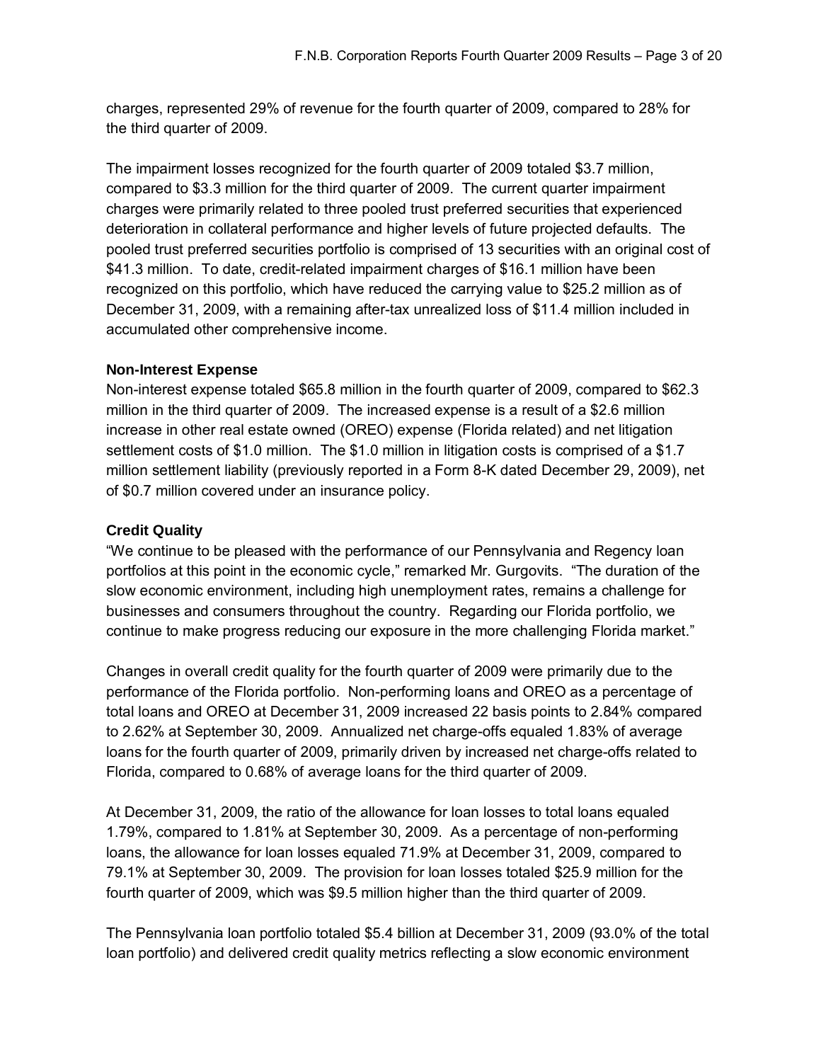charges, represented 29% of revenue for the fourth quarter of 2009, compared to 28% for the third quarter of 2009.

The impairment losses recognized for the fourth quarter of 2009 totaled $3.7 million, compared to $3.3 million for the third quarter of 2009. The current quarter impairment charges were primarily related to three pooled trust preferred securities that experienced deterioration in collateral performance and higher levels of future projected defaults. The pooled trust preferred securities portfolio is comprised of 13 securities with an original cost of $41.3 million. To date, credit-related impairment charges of $16.1 million have been recognized on this portfolio, which have reduced the carrying value to $25.2 million as of December 31, 2009, with a remaining after-tax unrealized loss of $11.4 million included in accumulated other comprehensive income.

**Non-Interest Expense**

Non-interest expense totaled $65.8 million in the fourth quarter of 2009, compared to $62.3 million in the third quarter of 2009. The increased expense is a result of a $2.6 million increase in other real estate owned (OREO) expense (Florida related) and net litigation settlement costs of $1.0 million. The $1.0 million in litigation costs is comprised of a $1.7 million settlement liability (previously reported in a Form 8-K dated December 29, 2009), net of $0.7 million covered under an insurance policy.

**Credit Quality**

"We continue to be pleased with the performance of our Pennsylvania and Regency loan portfolios at this point in the economic cycle," remarked Mr. Gurgovits. "The duration of the slow economic environment, including high unemployment rates, remains a challenge for businesses and consumers throughout the country. Regarding our Florida portfolio, we continue to make progress reducing our exposure in the more challenging Florida market."

Changes in overall credit quality for the fourth quarter of 2009 were primarily due to the performance of the Florida portfolio. Non-performing loans and OREO as a percentage of total loans and OREO at December 31, 2009 increased 22 basis points to 2.84% compared to 2.62% at September 30, 2009. Annualized net charge-offs equaled 1.83% of average loans for the fourth quarter of 2009, primarily driven by increased net charge-offs related to Florida, compared to 0.68% of average loans for the third quarter of 2009.

At December 31, 2009, the ratio of the allowance for loan losses to total loans equaled 1.79%, compared to 1.81% at September 30, 2009. As a percentage of non-performing loans, the allowance for loan losses equaled 71.9% at December 31, 2009, compared to 79.1% at September 30, 2009. The provision for loan losses totaled $25.9 million for the fourth quarter of 2009, which was $9.5 million higher than the third quarter of 2009.

The Pennsylvania loan portfolio totaled $5.4 billion at December 31, 2009 (93.0% of the total loan portfolio) and delivered credit quality metrics reflecting a slow economic environment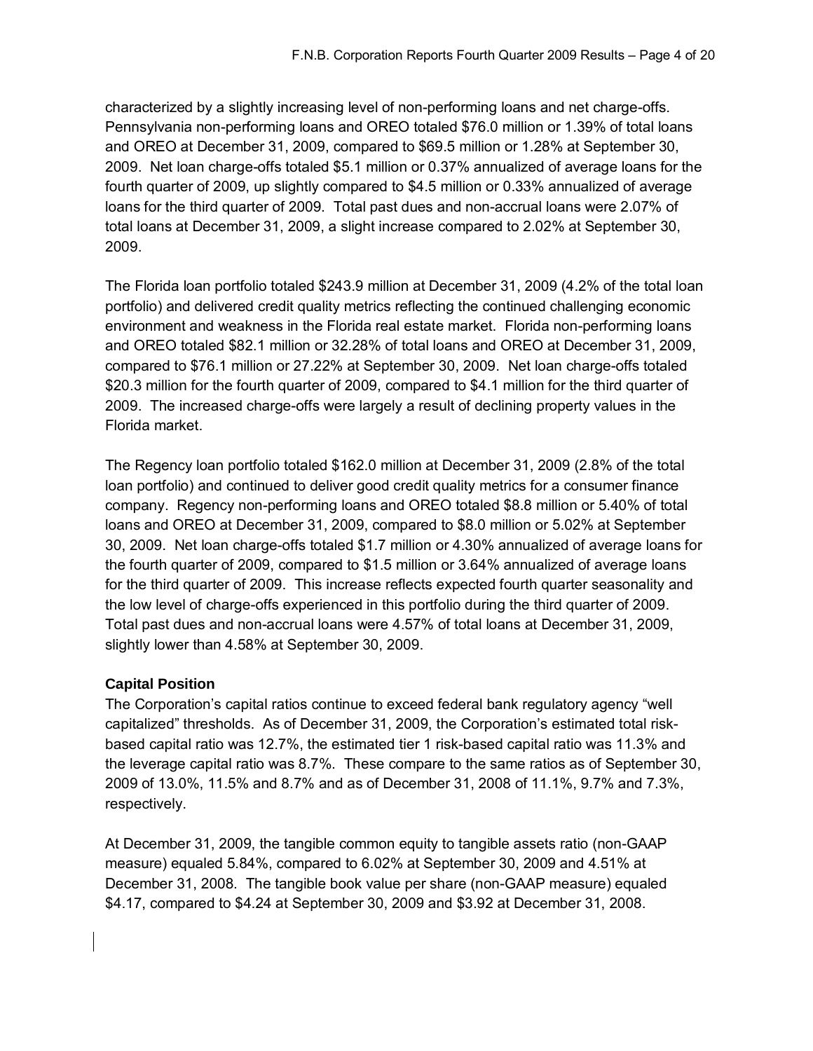characterized by a slightly increasing level of non-performing loans and net charge-offs. Pennsylvania non-performing loans and OREO totaled $76.0 million or 1.39% of total loans and OREO at December 31, 2009, compared to $69.5 million or 1.28% at September 30, 2009. Net loan charge-offs totaled $5.1 million or 0.37% annualized of average loans for the fourth quarter of 2009, up slightly compared to $4.5 million or 0.33% annualized of average loans for the third quarter of 2009. Total past dues and non-accrual loans were 2.07% of total loans at December 31, 2009, a slight increase compared to 2.02% at September 30, 2009.

The Florida loan portfolio totaled $243.9 million at December 31, 2009 (4.2% of the total loan portfolio) and delivered credit quality metrics reflecting the continued challenging economic environment and weakness in the Florida real estate market. Florida non-performing loans and OREO totaled $82.1 million or 32.28% of total loans and OREO at December 31, 2009, compared to $76.1 million or 27.22% at September 30, 2009. Net loan charge-offs totaled $20.3 million for the fourth quarter of 2009, compared to $4.1 million for the third quarter of 2009. The increased charge-offs were largely a result of declining property values in the Florida market.

The Regency loan portfolio totaled $162.0 million at December 31, 2009 (2.8% of the total loan portfolio) and continued to deliver good credit quality metrics for a consumer finance company. Regency non-performing loans and OREO totaled $8.8 million or 5.40% of total loans and OREO at December 31, 2009, compared to $8.0 million or 5.02% at September 30, 2009. Net loan charge-offs totaled $1.7 million or 4.30% annualized of average loans for the fourth quarter of 2009, compared to $1.5 million or 3.64% annualized of average loans for the third quarter of 2009. This increase reflects expected fourth quarter seasonality and the low level of charge-offs experienced in this portfolio during the third quarter of 2009. Total past dues and non-accrual loans were 4.57% of total loans at December 31, 2009, slightly lower than 4.58% at September 30, 2009.

**Capital Position**

The Corporation's capital ratios continue to exceed federal bank regulatory agency "well capitalized" thresholds. As of December 31, 2009, the Corporation's estimated total risk-based capital ratio was 12.7%, the estimated tier 1 risk-based capital ratio was 11.3% and the leverage capital ratio was 8.7%. These compare to the same ratios as of September 30, 2009 of 13.0%, 11.5% and 8.7% and as of December 31, 2008 of 11.1%, 9.7% and 7.3%, respectively.

At December 31, 2009, the tangible common equity to tangible assets ratio (non-GAAP measure) equaled 5.84%, compared to 6.02% at September 30, 2009 and 4.51% at December 31, 2008. The tangible book value per share (non-GAAP measure) equaled $4.17, compared to $4.24 at September 30, 2009 and $3.92 at December 31, 2008.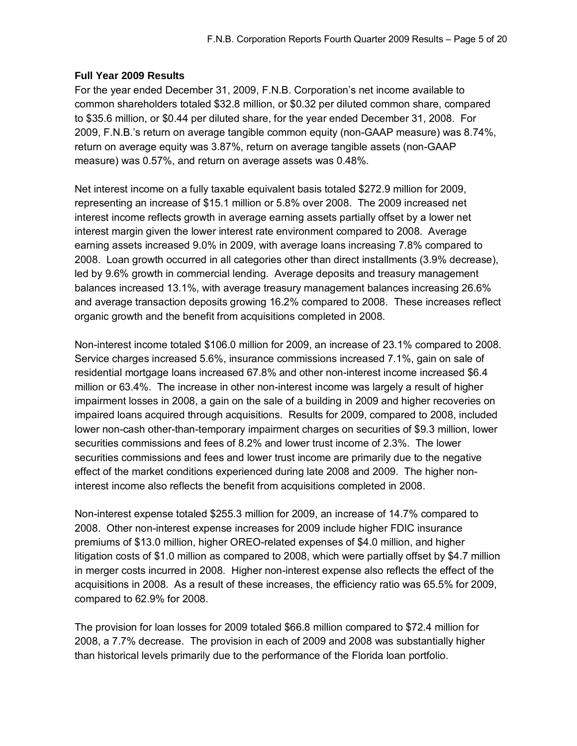**Full Year 2009 Results**

For the year ended December 31, 2009, F.N.B. Corporation's net income available to common shareholders totaled $32.8 million, or $0.32 per diluted common share, compared to $35.6 million, or $0.44 per diluted share, for the year ended December 31, 2008. For 2009, F.N.B.'s return on average tangible common equity (non-GAAP measure) was 8.74%, return on average equity was 3.87%, return on average tangible assets (non-GAAP measure) was 0.57%, and return on average assets was 0.48%.

Net interest income on a fully taxable equivalent basis totaled $272.9 million for 2009, representing an increase of $15.1 million or 5.8% over 2008. The 2009 increased net interest income reflects growth in average earning assets partially offset by a lower net interest margin given the lower interest rate environment compared to 2008. Average earning assets increased 9.0% in 2009, with average loans increasing 7.8% compared to 2008. Loan growth occurred in all categories other than direct installments (3.9% decrease), led by 9.6% growth in commercial lending. Average deposits and treasury management balances increased 13.1%, with average treasury management balances increasing 26.6% and average transaction deposits growing 16.2% compared to 2008. These increases reflect organic growth and the benefit from acquisitions completed in 2008.

Non-interest income totaled $106.0 million for 2009, an increase of 23.1% compared to 2008. Service charges increased 5.6%, insurance commissions increased 7.1%, gain on sale of residential mortgage loans increased 67.8% and other non-interest income increased $6.4 million or 63.4%. The increase in other non-interest income was largely a result of higher impairment losses in 2008, a gain on the sale of a building in 2009 and higher recoveries on impaired loans acquired through acquisitions. Results for 2009, compared to 2008, included lower non-cash other-than-temporary impairment charges on securities of $9.3 million, lower securities commissions and fees of 8.2% and lower trust income of 2.3%. The lower securities commissions and fees and lower trust income are primarily due to the negative effect of the market conditions experienced during late 2008 and 2009. The higher non-interest income also reflects the benefit from acquisitions completed in 2008.

Non-interest expense totaled $255.3 million for 2009, an increase of 14.7% compared to 2008. Other non-interest expense increases for 2009 include higher FDIC insurance premiums of $13.0 million, higher OREO-related expenses of $4.0 million, and higher litigation costs of $1.0 million as compared to 2008, which were partially offset by $4.7 million in merger costs incurred in 2008. Higher non-interest expense also reflects the effect of the acquisitions in 2008. As a result of these increases, the efficiency ratio was 65.5% for 2009, compared to 62.9% for 2008.

The provision for loan losses for 2009 totaled $66.8 million compared to $72.4 million for 2008, a 7.7% decrease. The provision in each of 2009 and 2008 was substantially higher than historical levels primarily due to the performance of the Florida loan portfolio.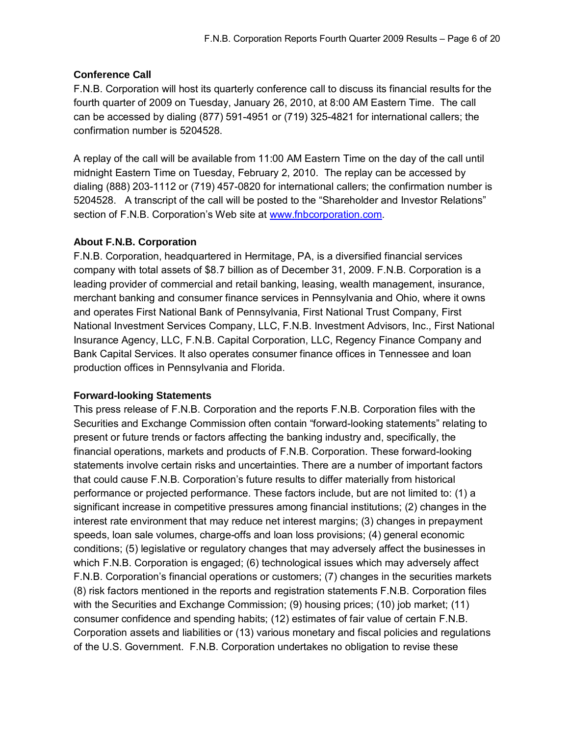### Conference Call

F.N.B. Corporation will host its quarterly conference call to discuss its financial results for the fourth quarter of 2009 on Tuesday, January 26, 2010, at 8:00 AM Eastern Time. The call can be accessed by dialing (877) 591-4951 or (719) 325-4821 for international callers; the confirmation number is 5204528.

A replay of the call will be available from 11:00 AM Eastern Time on the day of the call until midnight Eastern Time on Tuesday, February 2, 2010. The replay can be accessed by dialing (888) 203-1112 or (719) 457-0820 for international callers; the confirmation number is 5204528. A transcript of the call will be posted to the "Shareholder and Investor Relations" section of F.N.B. Corporation's Web site at www.fnbcorporation.com.

### About F.N.B. Corporation

F.N.B. Corporation, headquartered in Hermitage, PA, is a diversified financial services company with total assets of $8.7 billion as of December 31, 2009. F.N.B. Corporation is a leading provider of commercial and retail banking, leasing, wealth management, insurance, merchant banking and consumer finance services in Pennsylvania and Ohio, where it owns and operates First National Bank of Pennsylvania, First National Trust Company, First National Investment Services Company, LLC, F.N.B. Investment Advisors, Inc., First National Insurance Agency, LLC, F.N.B. Capital Corporation, LLC, Regency Finance Company and Bank Capital Services. It also operates consumer finance offices in Tennessee and loan production offices in Pennsylvania and Florida.

### Forward-looking Statements

This press release of F.N.B. Corporation and the reports F.N.B. Corporation files with the Securities and Exchange Commission often contain "forward-looking statements" relating to present or future trends or factors affecting the banking industry and, specifically, the financial operations, markets and products of F.N.B. Corporation. These forward-looking statements involve certain risks and uncertainties. There are a number of important factors that could cause F.N.B. Corporation's future results to differ materially from historical performance or projected performance. These factors include, but are not limited to: (1) a significant increase in competitive pressures among financial institutions; (2) changes in the interest rate environment that may reduce net interest margins; (3) changes in prepayment speeds, loan sale volumes, charge-offs and loan loss provisions; (4) general economic conditions; (5) legislative or regulatory changes that may adversely affect the businesses in which F.N.B. Corporation is engaged; (6) technological issues which may adversely affect F.N.B. Corporation's financial operations or customers; (7) changes in the securities markets (8) risk factors mentioned in the reports and registration statements F.N.B. Corporation files with the Securities and Exchange Commission; (9) housing prices; (10) job market; (11) consumer confidence and spending habits; (12) estimates of fair value of certain F.N.B. Corporation assets and liabilities or (13) various monetary and fiscal policies and regulations of the U.S. Government. F.N.B. Corporation undertakes no obligation to revise these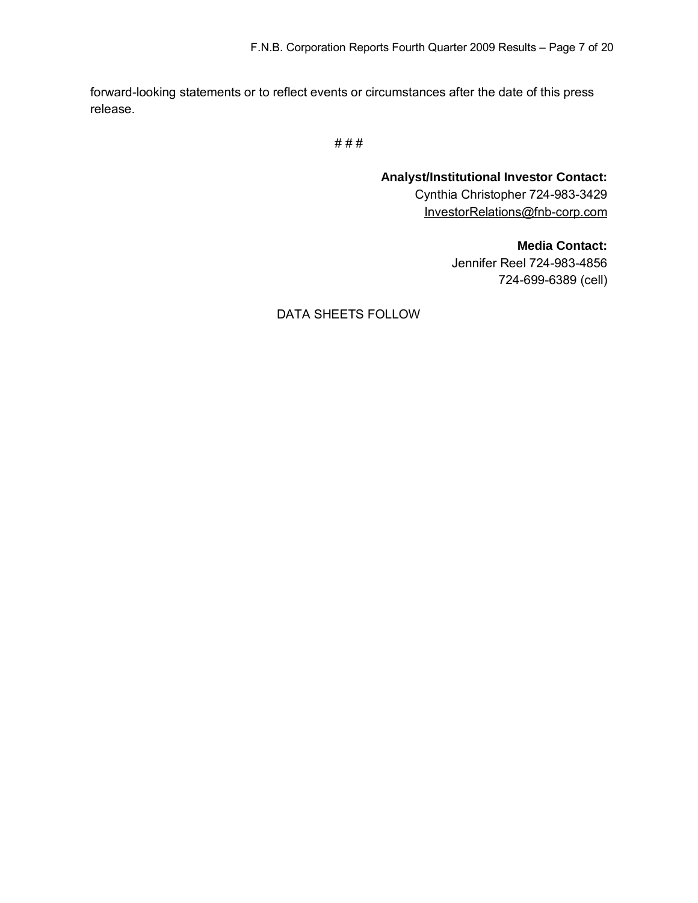forward-looking statements or to reflect events or circumstances after the date of this press release.

# # #

**Analyst/Institutional Investor Contact:**
Cynthia Christopher 724-983-3429
InvestorRelations@fnb-corp.com

**Media Contact:**
Jennifer Reel 724-983-4856
724-699-6389 (cell)

DATA SHEETS FOLLOW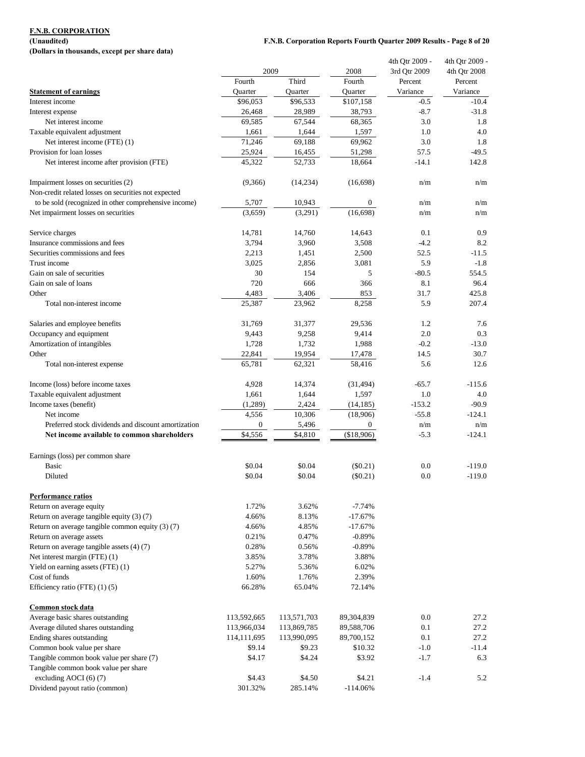**F.N.B. CORPORATION**
**(Unaudited)**
**(Dollars in thousands, except per share data)**

| | 2009 | | 2008 | 4th Qtr 2009 - 3rd Qtr 2009 | 4th Qtr 2009 - 4th Qtr 2008 |
|---|---|---|---|---|---|
| **Statement of earnings** | Fourth Quarter | Third Quarter | Fourth Quarter | Percent Variance | Percent Variance |
| Interest income | $96,053 | $96,533 | $107,158 | -0.5 | -10.4 |
| Interest expense | 26,468 | 28,989 | 38,793 | -8.7 | -31.8 |
| Net interest income | 69,585 | 67,544 | 68,365 | 3.0 | 1.8 |
| Taxable equivalent adjustment | 1,661 | 1,644 | 1,597 | 1.0 | 4.0 |
| Net interest income (FTE) (1) | 71,246 | 69,188 | 69,962 | 3.0 | 1.8 |
| Provision for loan losses | 25,924 | 16,455 | 51,298 | 57.5 | -49.5 |
| Net interest income after provision (FTE) | 45,322 | 52,733 | 18,664 | -14.1 | 142.8 |
| | | | | | |
| Impairment losses on securities (2) | (9,366) | (14,234) | (16,698) | n/m | n/m |
| Non-credit related losses on securities not expected to be sold (recognized in other comprehensive income) | 5,707 | 10,943 | 0 | n/m | n/m |
| Net impairment losses on securities | (3,659) | (3,291) | (16,698) | n/m | n/m |
| | | | | | |
| Service charges | 14,781 | 14,760 | 14,643 | 0.1 | 0.9 |
| Insurance commissions and fees | 3,794 | 3,960 | 3,508 | -4.2 | 8.2 |
| Securities commissions and fees | 2,213 | 1,451 | 2,500 | 52.5 | -11.5 |
| Trust income | 3,025 | 2,856 | 3,081 | 5.9 | -1.8 |
| Gain on sale of securities | 30 | 154 | 5 | -80.5 | 554.5 |
| Gain on sale of loans | 720 | 666 | 366 | 8.1 | 96.4 |
| Other | 4,483 | 3,406 | 853 | 31.7 | 425.8 |
| Total non-interest income | 25,387 | 23,962 | 8,258 | 5.9 | 207.4 |
| | | | | | |
| Salaries and employee benefits | 31,769 | 31,377 | 29,536 | 1.2 | 7.6 |
| Occupancy and equipment | 9,443 | 9,258 | 9,414 | 2.0 | 0.3 |
| Amortization of intangibles | 1,728 | 1,732 | 1,988 | -0.2 | -13.0 |
| Other | 22,841 | 19,954 | 17,478 | 14.5 | 30.7 |
| Total non-interest expense | 65,781 | 62,321 | 58,416 | 5.6 | 12.6 |
| | | | | | |
| Income (loss) before income taxes | 4,928 | 14,374 | (31,494) | -65.7 | -115.6 |
| Taxable equivalent adjustment | 1,661 | 1,644 | 1,597 | 1.0 | 4.0 |
| Income taxes (benefit) | (1,289) | 2,424 | (14,185) | -153.2 | -90.9 |
| Net income | 4,556 | 10,306 | (18,906) | -55.8 | -124.1 |
| Preferred stock dividends and discount amortization | 0 | 5,496 | 0 | n/m | n/m |
| **Net income available to common shareholders** | $4,556 | $4,810 | ($18,906) | -5.3 | -124.1 |
| | | | | | |
| Earnings (loss) per common share | | | | | |
| Basic | $0.04 | $0.04 | ($0.21) | 0.0 | -119.0 |
| Diluted | $0.04 | $0.04 | ($0.21) | 0.0 | -119.0 |
| | | | | | |
| **Performance ratios** | | | | | |
| Return on average equity | 1.72% | 3.62% | -7.74% | | |
| Return on average tangible equity (3) (7) | 4.66% | 8.13% | -17.67% | | |
| Return on average tangible common equity (3) (7) | 4.66% | 4.85% | -17.67% | | |
| Return on average assets | 0.21% | 0.47% | -0.89% | | |
| Return on average tangible assets (4) (7) | 0.28% | 0.56% | -0.89% | | |
| Net interest margin (FTE) (1) | 3.85% | 3.78% | 3.88% | | |
| Yield on earning assets (FTE) (1) | 5.27% | 5.36% | 6.02% | | |
| Cost of funds | 1.60% | 1.76% | 2.39% | | |
| Efficiency ratio (FTE) (1) (5) | 66.28% | 65.04% | 72.14% | | |
| | | | | | |
| **Common stock data** | | | | | |
| Average basic shares outstanding | 113,592,665 | 113,571,703 | 89,304,839 | 0.0 | 27.2 |
| Average diluted shares outstanding | 113,966,034 | 113,869,785 | 89,588,706 | 0.1 | 27.2 |
| Ending shares outstanding | 114,111,695 | 113,990,095 | 89,700,152 | 0.1 | 27.2 |
| Common book value per share | $9.14 | $9.23 | $10.32 | -1.0 | -11.4 |
| Tangible common book value per share (7) | $4.17 | $4.24 | $3.92 | -1.7 | 6.3 |
| Tangible common book value per share excluding AOCI (6) (7) | $4.43 | $4.50 | $4.21 | -1.4 | 5.2 |
| Dividend payout ratio (common) | 301.32% | 285.14% | -114.06% | | |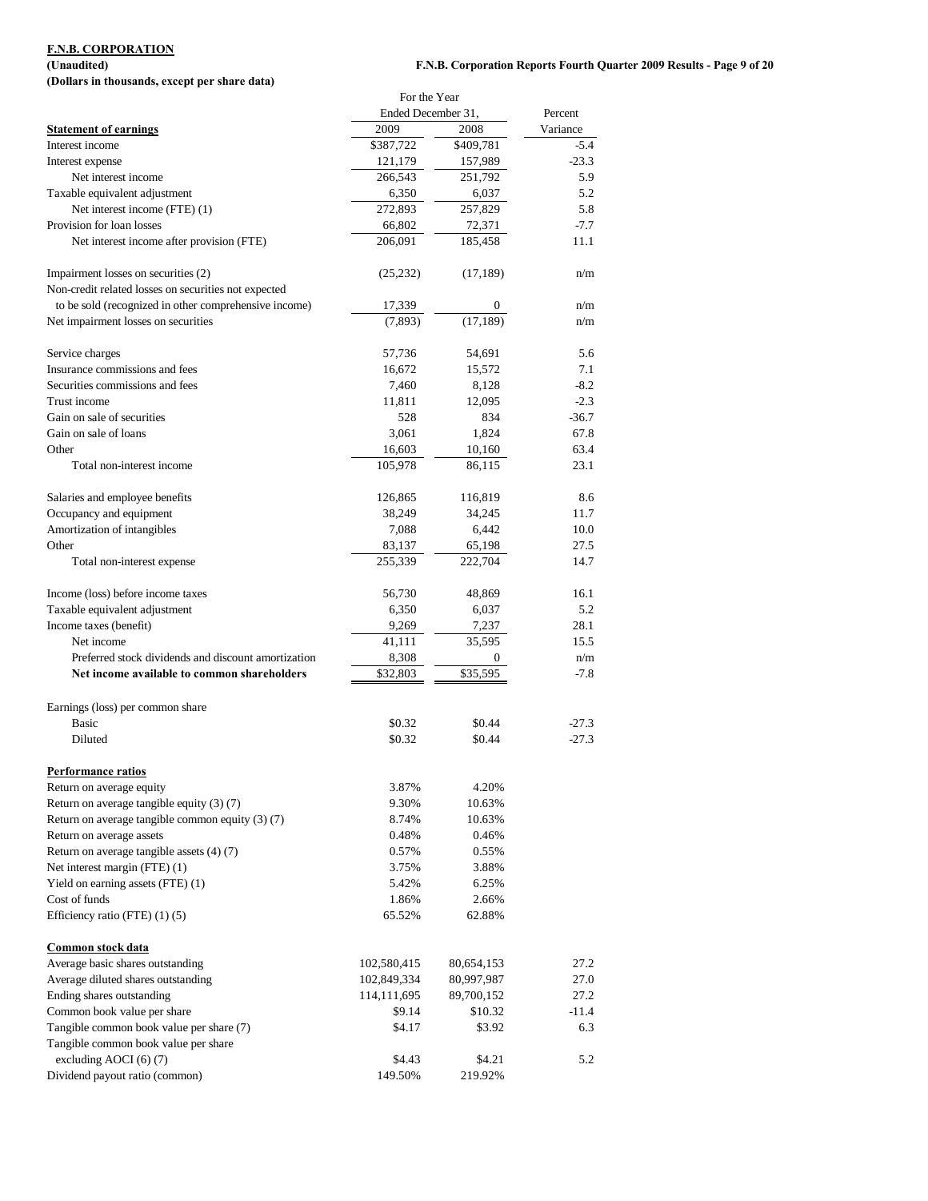**F.N.B. CORPORATION**

**(Unaudited)**

**(Dollars in thousands, except per share data)**

| | For the Year Ended December 31, 2009 | 2008 | Percent Variance |
|---|---|---|---|
| **Statement of earnings** | | | |
| Interest income | $387,722 | $409,781 | -5.4 |
| Interest expense | 121,179 | 157,989 | -23.3 |
| Net interest income | 266,543 | 251,792 | 5.9 |
| Taxable equivalent adjustment | 6,350 | 6,037 | 5.2 |
| Net interest income (FTE) (1) | 272,893 | 257,829 | 5.8 |
| Provision for loan losses | 66,802 | 72,371 | -7.7 |
| Net interest income after provision (FTE) | 206,091 | 185,458 | 11.1 |
| | | | |
| Impairment losses on securities (2) | (25,232) | (17,189) | n/m |
| Non-credit related losses on securities not expected to be sold (recognized in other comprehensive income) | 17,339 | 0 | n/m |
| Net impairment losses on securities | (7,893) | (17,189) | n/m |
| | | | |
| Service charges | 57,736 | 54,691 | 5.6 |
| Insurance commissions and fees | 16,672 | 15,572 | 7.1 |
| Securities commissions and fees | 7,460 | 8,128 | -8.2 |
| Trust income | 11,811 | 12,095 | -2.3 |
| Gain on sale of securities | 528 | 834 | -36.7 |
| Gain on sale of loans | 3,061 | 1,824 | 67.8 |
| Other | 16,603 | 10,160 | 63.4 |
| Total non-interest income | 105,978 | 86,115 | 23.1 |
| | | | |
| Salaries and employee benefits | 126,865 | 116,819 | 8.6 |
| Occupancy and equipment | 38,249 | 34,245 | 11.7 |
| Amortization of intangibles | 7,088 | 6,442 | 10.0 |
| Other | 83,137 | 65,198 | 27.5 |
| Total non-interest expense | 255,339 | 222,704 | 14.7 |
| | | | |
| Income (loss) before income taxes | 56,730 | 48,869 | 16.1 |
| Taxable equivalent adjustment | 6,350 | 6,037 | 5.2 |
| Income taxes (benefit) | 9,269 | 7,237 | 28.1 |
| Net income | 41,111 | 35,595 | 15.5 |
| Preferred stock dividends and discount amortization | 8,308 | 0 | n/m |
| **Net income available to common shareholders** | $32,803 | $35,595 | -7.8 |
| | | | |
| Earnings (loss) per common share | | | |
| Basic | $0.32 | $0.44 | -27.3 |
| Diluted | $0.32 | $0.44 | -27.3 |
| | | | |
| **Performance ratios** | | | |
| Return on average equity | 3.87% | 4.20% | |
| Return on average tangible equity (3) (7) | 9.30% | 10.63% | |
| Return on average tangible common equity (3) (7) | 8.74% | 10.63% | |
| Return on average assets | 0.48% | 0.46% | |
| Return on average tangible assets (4) (7) | 0.57% | 0.55% | |
| Net interest margin (FTE) (1) | 3.75% | 3.88% | |
| Yield on earning assets (FTE) (1) | 5.42% | 6.25% | |
| Cost of funds | 1.86% | 2.66% | |
| Efficiency ratio (FTE) (1) (5) | 65.52% | 62.88% | |
| | | | |
| **Common stock data** | | | |
| Average basic shares outstanding | 102,580,415 | 80,654,153 | 27.2 |
| Average diluted shares outstanding | 102,849,334 | 80,997,987 | 27.0 |
| Ending shares outstanding | 114,111,695 | 89,700,152 | 27.2 |
| Common book value per share | $9.14 | $10.32 | -11.4 |
| Tangible common book value per share (7) | $4.17 | $3.92 | 6.3 |
| Tangible common book value per share excluding AOCI (6) (7) | $4.43 | $4.21 | 5.2 |
| Dividend payout ratio (common) | 149.50% | 219.92% | |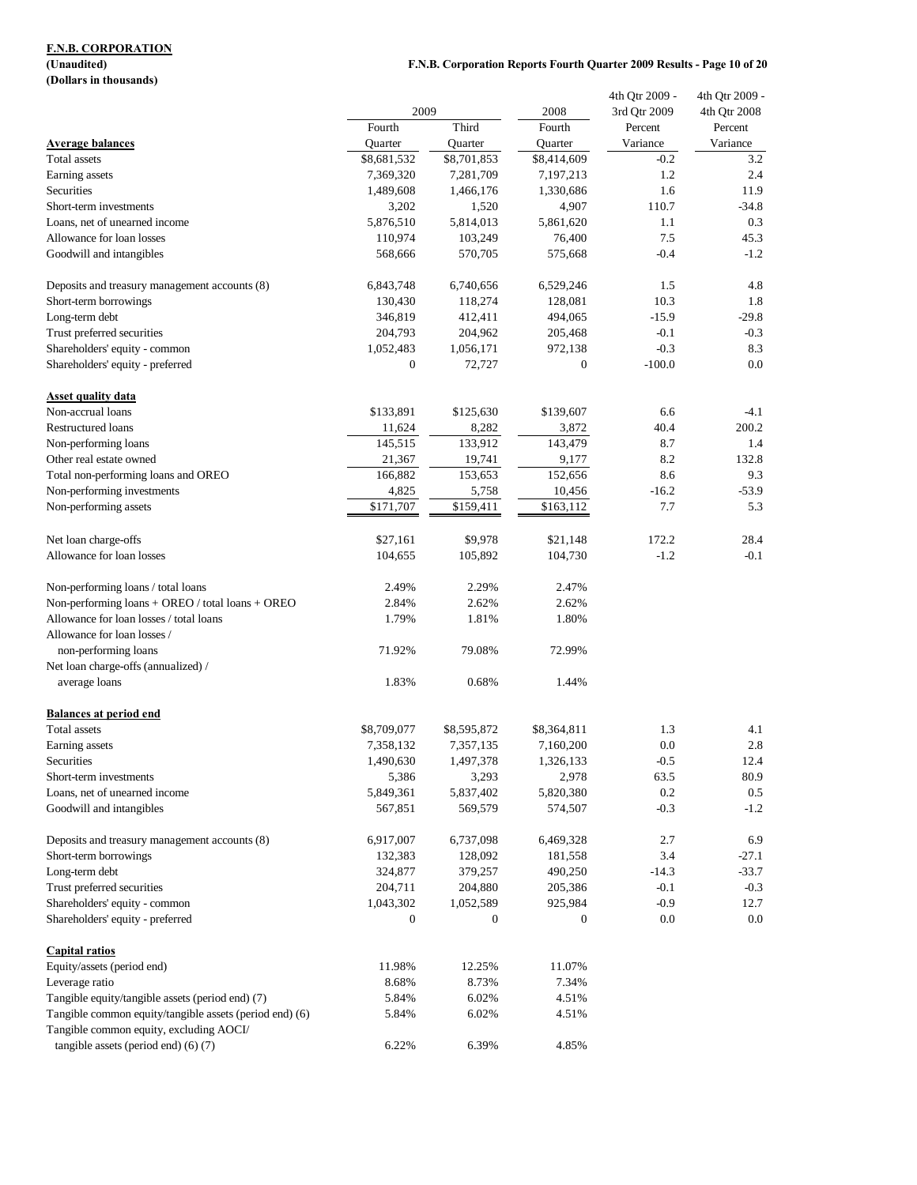**F.N.B. CORPORATION**
**(Unaudited)**
**(Dollars in thousands)**

| | 2009 | | 2008 | 4th Qtr 2009 - 3rd Qtr 2009 | 4th Qtr 2009 - 4th Qtr 2008 |
|---|---|---|---|---|---|
| | Fourth | Third | Fourth | Percent | Percent |
| **Average balances** | Quarter | Quarter | Quarter | Variance | Variance |
| Total assets | $8,681,532 | $8,701,853 | $8,414,609 | -0.2 | 3.2 |
| Earning assets | 7,369,320 | 7,281,709 | 7,197,213 | 1.2 | 2.4 |
| Securities | 1,489,608 | 1,466,176 | 1,330,686 | 1.6 | 11.9 |
| Short-term investments | 3,202 | 1,520 | 4,907 | 110.7 | -34.8 |
| Loans, net of unearned income | 5,876,510 | 5,814,013 | 5,861,620 | 1.1 | 0.3 |
| Allowance for loan losses | 110,974 | 103,249 | 76,400 | 7.5 | 45.3 |
| Goodwill and intangibles | 568,666 | 570,705 | 575,668 | -0.4 | -1.2 |
| | | | | | |
| Deposits and treasury management accounts (8) | 6,843,748 | 6,740,656 | 6,529,246 | 1.5 | 4.8 |
| Short-term borrowings | 130,430 | 118,274 | 128,081 | 10.3 | 1.8 |
| Long-term debt | 346,819 | 412,411 | 494,065 | -15.9 | -29.8 |
| Trust preferred securities | 204,793 | 204,962 | 205,468 | -0.1 | -0.3 |
| Shareholders' equity - common | 1,052,483 | 1,056,171 | 972,138 | -0.3 | 8.3 |
| Shareholders' equity - preferred | 0 | 72,727 | 0 | -100.0 | 0.0 |
| | | | | | |
| **Asset quality data** | | | | | |
| Non-accrual loans | $133,891 | $125,630 | $139,607 | 6.6 | -4.1 |
| Restructured loans | 11,624 | 8,282 | 3,872 | 40.4 | 200.2 |
| Non-performing loans | 145,515 | 133,912 | 143,479 | 8.7 | 1.4 |
| Other real estate owned | 21,367 | 19,741 | 9,177 | 8.2 | 132.8 |
| Total non-performing loans and OREO | 166,882 | 153,653 | 152,656 | 8.6 | 9.3 |
| Non-performing investments | 4,825 | 5,758 | 10,456 | -16.2 | -53.9 |
| Non-performing assets | $171,707 | $159,411 | $163,112 | 7.7 | 5.3 |
| | | | | | |
| Net loan charge-offs | $27,161 | $9,978 | $21,148 | 172.2 | 28.4 |
| Allowance for loan losses | 104,655 | 105,892 | 104,730 | -1.2 | -0.1 |
| | | | | | |
| Non-performing loans / total loans | 2.49% | 2.29% | 2.47% | | |
| Non-performing loans + OREO / total loans + OREO | 2.84% | 2.62% | 2.62% | | |
| Allowance for loan losses / total loans | 1.79% | 1.81% | 1.80% | | |
| Allowance for loan losses / non-performing loans | 71.92% | 79.08% | 72.99% | | |
| Net loan charge-offs (annualized) / average loans | 1.83% | 0.68% | 1.44% | | |
| | | | | | |
| **Balances at period end** | | | | | |
| Total assets | $8,709,077 | $8,595,872 | $8,364,811 | 1.3 | 4.1 |
| Earning assets | 7,358,132 | 7,357,135 | 7,160,200 | 0.0 | 2.8 |
| Securities | 1,490,630 | 1,497,378 | 1,326,133 | -0.5 | 12.4 |
| Short-term investments | 5,386 | 3,293 | 2,978 | 63.5 | 80.9 |
| Loans, net of unearned income | 5,849,361 | 5,837,402 | 5,820,380 | 0.2 | 0.5 |
| Goodwill and intangibles | 567,851 | 569,579 | 574,507 | -0.3 | -1.2 |
| | | | | | |
| Deposits and treasury management accounts (8) | 6,917,007 | 6,737,098 | 6,469,328 | 2.7 | 6.9 |
| Short-term borrowings | 132,383 | 128,092 | 181,558 | 3.4 | -27.1 |
| Long-term debt | 324,877 | 379,257 | 490,250 | -14.3 | -33.7 |
| Trust preferred securities | 204,711 | 204,880 | 205,386 | -0.1 | -0.3 |
| Shareholders' equity - common | 1,043,302 | 1,052,589 | 925,984 | -0.9 | 12.7 |
| Shareholders' equity - preferred | 0 | 0 | 0 | 0.0 | 0.0 |
| | | | | | |
| **Capital ratios** | | | | | |
| Equity/assets (period end) | 11.98% | 12.25% | 11.07% | | |
| Leverage ratio | 8.68% | 8.73% | 7.34% | | |
| Tangible equity/tangible assets (period end) (7) | 5.84% | 6.02% | 4.51% | | |
| Tangible common equity/tangible assets (period end) (6) | 5.84% | 6.02% | 4.51% | | |
| Tangible common equity, excluding AOCI/ tangible assets (period end) (6) (7) | 6.22% | 6.39% | 4.85% | | |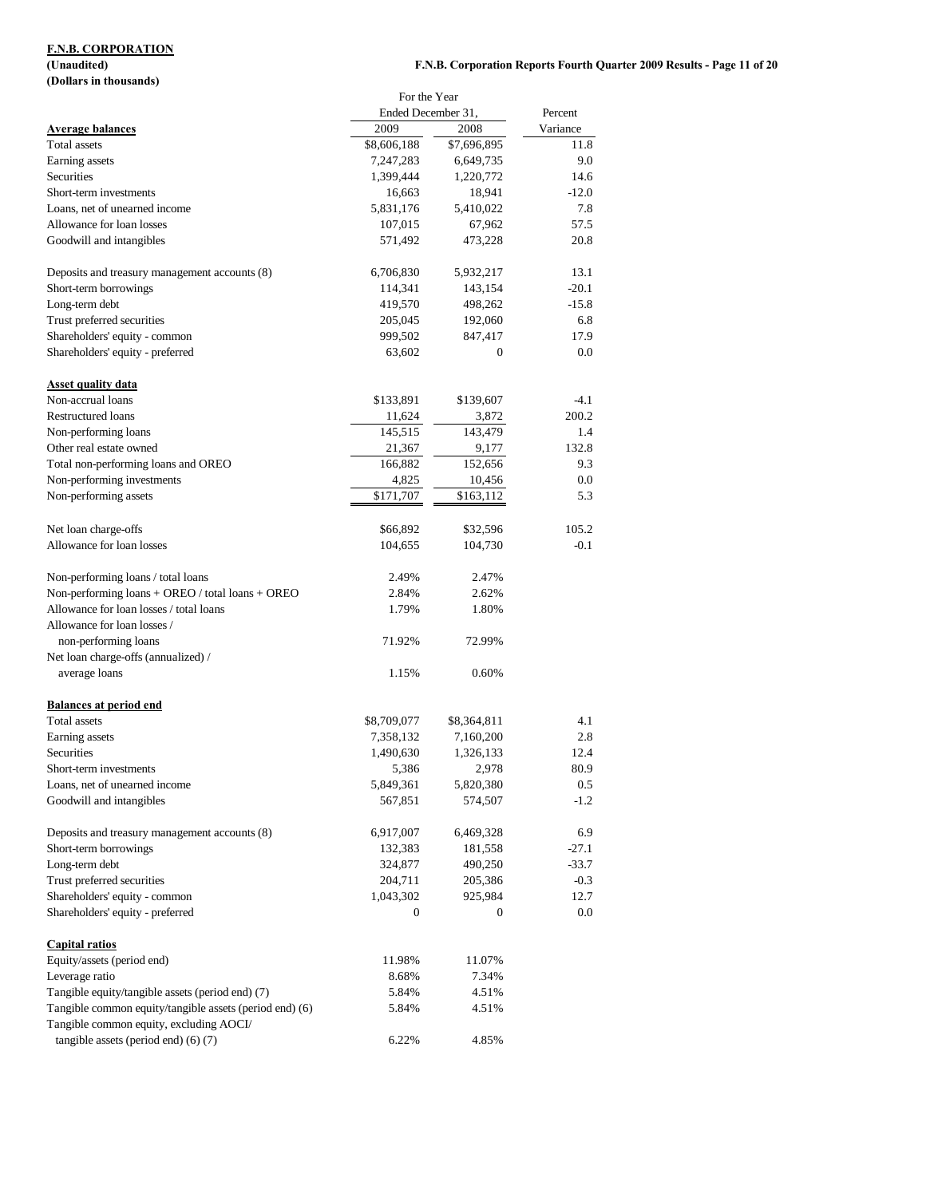**F.N.B. CORPORATION**
**(Unaudited)**
**(Dollars in thousands)**

| | For the Year Ended December 31, | | Percent |
|---|---|---|---|
| **Average balances** | 2009 | 2008 | Variance |
| Total assets | $8,606,188 | $7,696,895 | 11.8 |
| Earning assets | 7,247,283 | 6,649,735 | 9.0 |
| Securities | 1,399,444 | 1,220,772 | 14.6 |
| Short-term investments | 16,663 | 18,941 | -12.0 |
| Loans, net of unearned income | 5,831,176 | 5,410,022 | 7.8 |
| Allowance for loan losses | 107,015 | 67,962 | 57.5 |
| Goodwill and intangibles | 571,492 | 473,228 | 20.8 |
| | | | |
| Deposits and treasury management accounts (8) | 6,706,830 | 5,932,217 | 13.1 |
| Short-term borrowings | 114,341 | 143,154 | -20.1 |
| Long-term debt | 419,570 | 498,262 | -15.8 |
| Trust preferred securities | 205,045 | 192,060 | 6.8 |
| Shareholders' equity - common | 999,502 | 847,417 | 17.9 |
| Shareholders' equity - preferred | 63,602 | 0 | 0.0 |
| | | | |
| **Asset quality data** | | | |
| Non-accrual loans | $133,891 | $139,607 | -4.1 |
| Restructured loans | 11,624 | 3,872 | 200.2 |
| Non-performing loans | 145,515 | 143,479 | 1.4 |
| Other real estate owned | 21,367 | 9,177 | 132.8 |
| Total non-performing loans and OREO | 166,882 | 152,656 | 9.3 |
| Non-performing investments | 4,825 | 10,456 | 0.0 |
| Non-performing assets | $171,707 | $163,112 | 5.3 |
| | | | |
| Net loan charge-offs | $66,892 | $32,596 | 105.2 |
| Allowance for loan losses | 104,655 | 104,730 | -0.1 |
| | | | |
| Non-performing loans / total loans | 2.49% | 2.47% | |
| Non-performing loans + OREO / total loans + OREO | 2.84% | 2.62% | |
| Allowance for loan losses / total loans | 1.79% | 1.80% | |
| Allowance for loan losses / non-performing loans | 71.92% | 72.99% | |
| Net loan charge-offs (annualized) / average loans | 1.15% | 0.60% | |
| | | | |
| **Balances at period end** | | | |
| Total assets | $8,709,077 | $8,364,811 | 4.1 |
| Earning assets | 7,358,132 | 7,160,200 | 2.8 |
| Securities | 1,490,630 | 1,326,133 | 12.4 |
| Short-term investments | 5,386 | 2,978 | 80.9 |
| Loans, net of unearned income | 5,849,361 | 5,820,380 | 0.5 |
| Goodwill and intangibles | 567,851 | 574,507 | -1.2 |
| | | | |
| Deposits and treasury management accounts (8) | 6,917,007 | 6,469,328 | 6.9 |
| Short-term borrowings | 132,383 | 181,558 | -27.1 |
| Long-term debt | 324,877 | 490,250 | -33.7 |
| Trust preferred securities | 204,711 | 205,386 | -0.3 |
| Shareholders' equity - common | 1,043,302 | 925,984 | 12.7 |
| Shareholders' equity - preferred | 0 | 0 | 0.0 |
| | | | |
| **Capital ratios** | | | |
| Equity/assets (period end) | 11.98% | 11.07% | |
| Leverage ratio | 8.68% | 7.34% | |
| Tangible equity/tangible assets (period end) (7) | 5.84% | 4.51% | |
| Tangible common equity/tangible assets (period end) (6) | 5.84% | 4.51% | |
| Tangible common equity, excluding AOCI/ tangible assets (period end) (6) (7) | 6.22% | 4.85% | |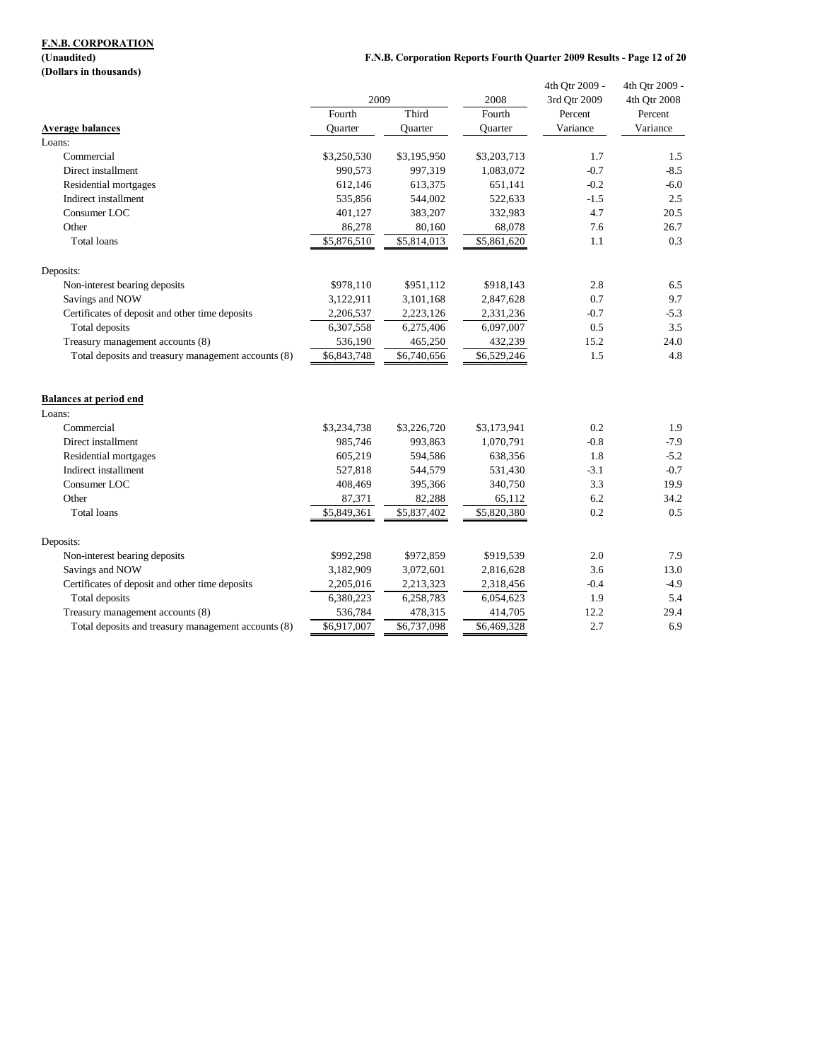**F.N.B. CORPORATION**
**(Unaudited)**
**(Dollars in thousands)**

| | 2009 | | 2008 | 4th Qtr 2009 - 3rd Qtr 2009 | 4th Qtr 2009 - 4th Qtr 2008 |
|---|---|---|---|---|---|
| **Average balances** | Fourth Quarter | Third Quarter | Fourth Quarter | Percent Variance | Percent Variance |
| Loans: | | | | | |
| Commercial | $3,250,530 | $3,195,950 | $3,203,713 | 1.7 | 1.5 |
| Direct installment | 990,573 | 997,319 | 1,083,072 | -0.7 | -8.5 |
| Residential mortgages | 612,146 | 613,375 | 651,141 | -0.2 | -6.0 |
| Indirect installment | 535,856 | 544,002 | 522,633 | -1.5 | 2.5 |
| Consumer LOC | 401,127 | 383,207 | 332,983 | 4.7 | 20.5 |
| Other | 86,278 | 80,160 | 68,078 | 7.6 | 26.7 |
| Total loans | $5,876,510 | $5,814,013 | $5,861,620 | 1.1 | 0.3 |
| Deposits: | | | | | |
| Non-interest bearing deposits | $978,110 | $951,112 | $918,143 | 2.8 | 6.5 |
| Savings and NOW | 3,122,911 | 3,101,168 | 2,847,628 | 0.7 | 9.7 |
| Certificates of deposit and other time deposits | 2,206,537 | 2,223,126 | 2,331,236 | -0.7 | -5.3 |
| Total deposits | 6,307,558 | 6,275,406 | 6,097,007 | 0.5 | 3.5 |
| Treasury management accounts (8) | 536,190 | 465,250 | 432,239 | 15.2 | 24.0 |
| Total deposits and treasury management accounts (8) | $6,843,748 | $6,740,656 | $6,529,246 | 1.5 | 4.8 |
| **Balances at period end** | | | | | |
| Loans: | | | | | |
| Commercial | $3,234,738 | $3,226,720 | $3,173,941 | 0.2 | 1.9 |
| Direct installment | 985,746 | 993,863 | 1,070,791 | -0.8 | -7.9 |
| Residential mortgages | 605,219 | 594,586 | 638,356 | 1.8 | -5.2 |
| Indirect installment | 527,818 | 544,579 | 531,430 | -3.1 | -0.7 |
| Consumer LOC | 408,469 | 395,366 | 340,750 | 3.3 | 19.9 |
| Other | 87,371 | 82,288 | 65,112 | 6.2 | 34.2 |
| Total loans | $5,849,361 | $5,837,402 | $5,820,380 | 0.2 | 0.5 |
| Deposits: | | | | | |
| Non-interest bearing deposits | $992,298 | $972,859 | $919,539 | 2.0 | 7.9 |
| Savings and NOW | 3,182,909 | 3,072,601 | 2,816,628 | 3.6 | 13.0 |
| Certificates of deposit and other time deposits | 2,205,016 | 2,213,323 | 2,318,456 | -0.4 | -4.9 |
| Total deposits | 6,380,223 | 6,258,783 | 6,054,623 | 1.9 | 5.4 |
| Treasury management accounts (8) | 536,784 | 478,315 | 414,705 | 12.2 | 29.4 |
| Total deposits and treasury management accounts (8) | $6,917,007 | $6,737,098 | $6,469,328 | 2.7 | 6.9 |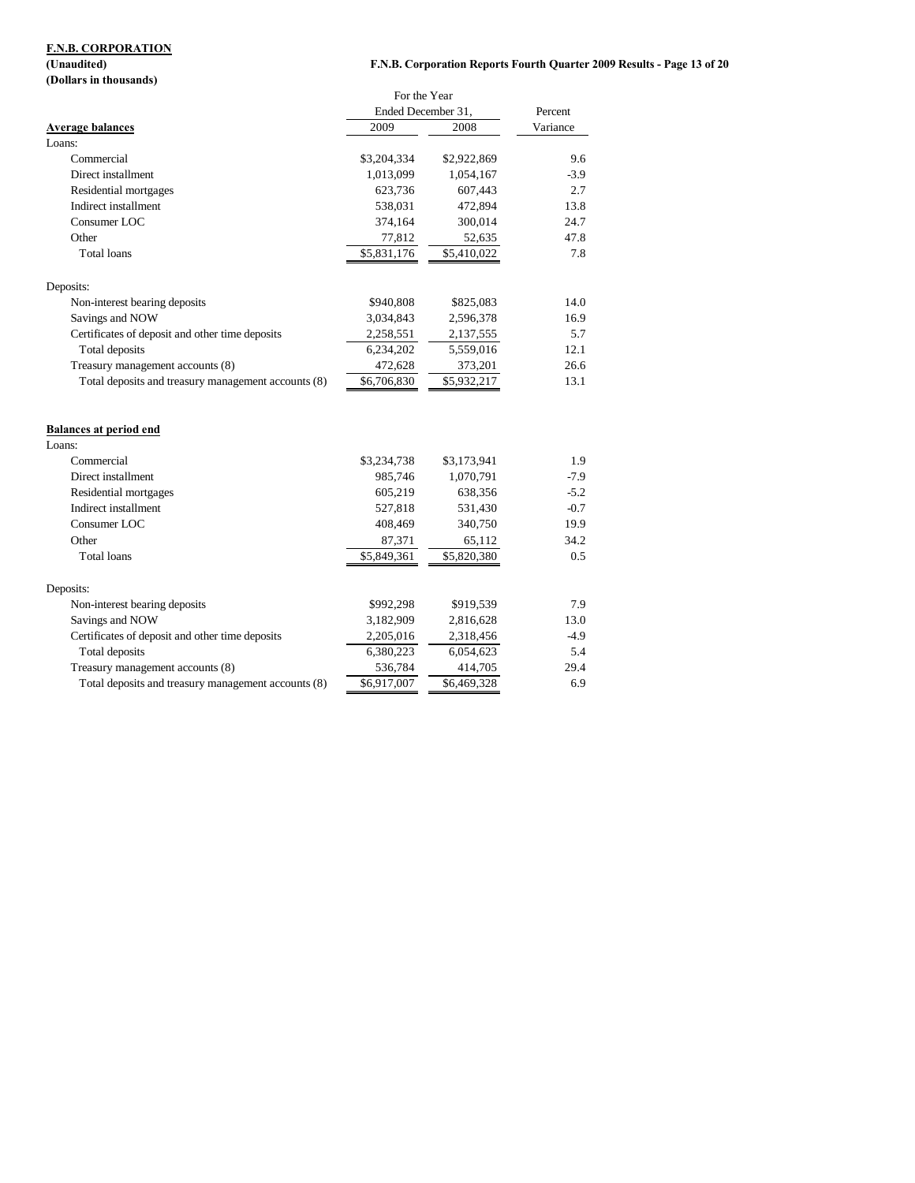**F.N.B. CORPORATION**
**(Unaudited)**
**(Dollars in thousands)**

| | For the Year Ended December 31, | | Percent |
|---|---|---|---|
| **Average balances** | 2009 | 2008 | Variance |
| Loans: | | | |
| Commercial | $3,204,334 | $2,922,869 | 9.6 |
| Direct installment | 1,013,099 | 1,054,167 | -3.9 |
| Residential mortgages | 623,736 | 607,443 | 2.7 |
| Indirect installment | 538,031 | 472,894 | 13.8 |
| Consumer LOC | 374,164 | 300,014 | 24.7 |
| Other | 77,812 | 52,635 | 47.8 |
| Total loans | $5,831,176 | $5,410,022 | 7.8 |
| | | | |
| Deposits: | | | |
| Non-interest bearing deposits | $940,808 | $825,083 | 14.0 |
| Savings and NOW | 3,034,843 | 2,596,378 | 16.9 |
| Certificates of deposit and other time deposits | 2,258,551 | 2,137,555 | 5.7 |
| Total deposits | 6,234,202 | 5,559,016 | 12.1 |
| Treasury management accounts (8) | 472,628 | 373,201 | 26.6 |
| Total deposits and treasury management accounts (8) | $6,706,830 | $5,932,217 | 13.1 |
| | | | |
| **Balances at period end** | | | |
| Loans: | | | |
| Commercial | $3,234,738 | $3,173,941 | 1.9 |
| Direct installment | 985,746 | 1,070,791 | -7.9 |
| Residential mortgages | 605,219 | 638,356 | -5.2 |
| Indirect installment | 527,818 | 531,430 | -0.7 |
| Consumer LOC | 408,469 | 340,750 | 19.9 |
| Other | 87,371 | 65,112 | 34.2 |
| Total loans | $5,849,361 | $5,820,380 | 0.5 |
| | | | |
| Deposits: | | | |
| Non-interest bearing deposits | $992,298 | $919,539 | 7.9 |
| Savings and NOW | 3,182,909 | 2,816,628 | 13.0 |
| Certificates of deposit and other time deposits | 2,205,016 | 2,318,456 | -4.9 |
| Total deposits | 6,380,223 | 6,054,623 | 5.4 |
| Treasury management accounts (8) | 536,784 | 414,705 | 29.4 |
| Total deposits and treasury management accounts (8) | $6,917,007 | $6,469,328 | 6.9 |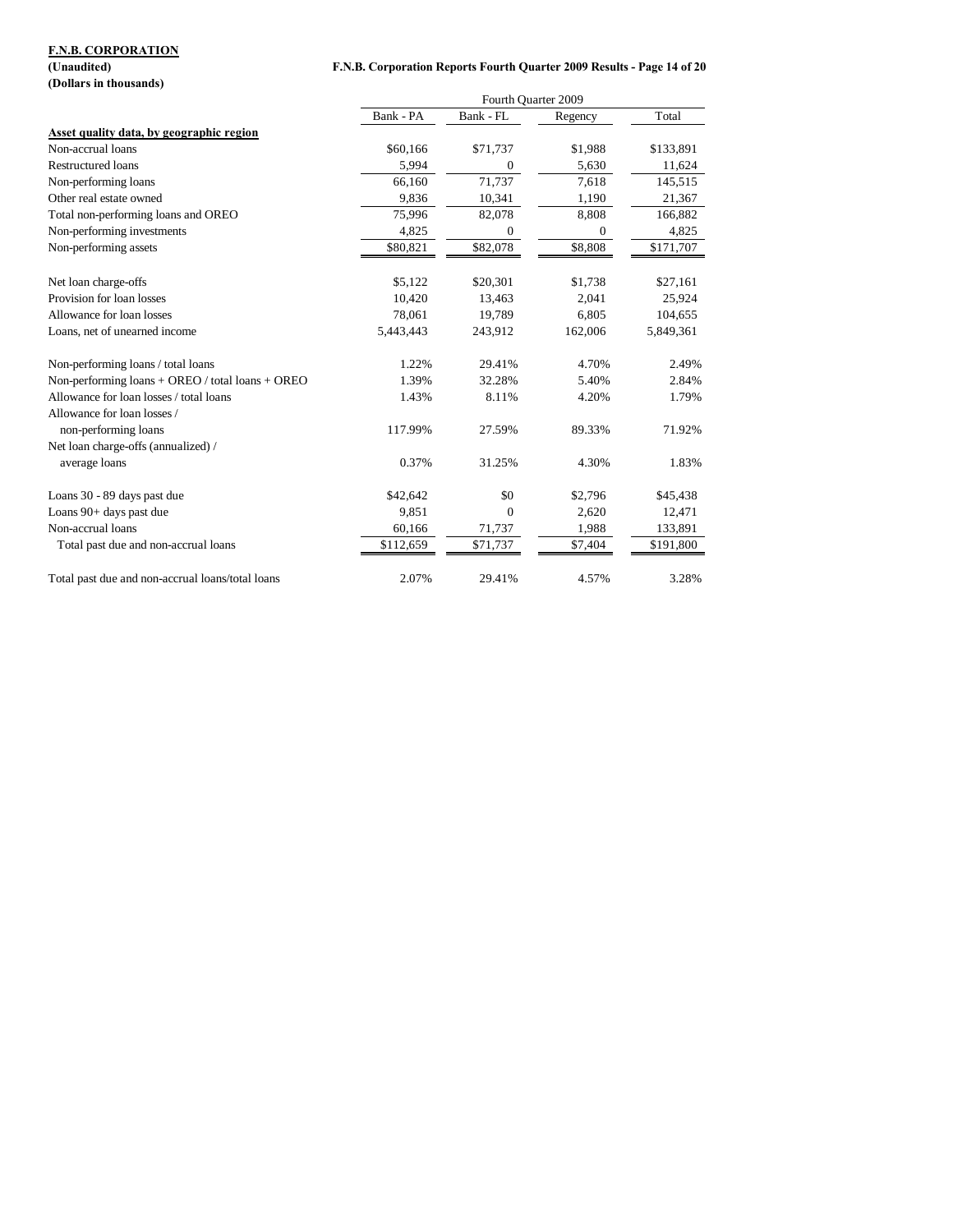**F.N.B. CORPORATION**
**(Unaudited)**
**(Dollars in thousands)**

| | Fourth Quarter 2009 | | | |
|---|---|---|---|---|
| | Bank - PA | Bank - FL | Regency | Total |
| **Asset quality data, by geographic region** | | | | |
| Non-accrual loans | $60,166 | $71,737 | $1,988 | $133,891 |
| Restructured loans | 5,994 | 0 | 5,630 | 11,624 |
| Non-performing loans | 66,160 | 71,737 | 7,618 | 145,515 |
| Other real estate owned | 9,836 | 10,341 | 1,190 | 21,367 |
| Total non-performing loans and OREO | 75,996 | 82,078 | 8,808 | 166,882 |
| Non-performing investments | 4,825 | 0 | 0 | 4,825 |
| Non-performing assets | $80,821 | $82,078 | $8,808 | $171,707 |
| | | | | |
| Net loan charge-offs | $5,122 | $20,301 | $1,738 | $27,161 |
| Provision for loan losses | 10,420 | 13,463 | 2,041 | 25,924 |
| Allowance for loan losses | 78,061 | 19,789 | 6,805 | 104,655 |
| Loans, net of unearned income | 5,443,443 | 243,912 | 162,006 | 5,849,361 |
| | | | | |
| Non-performing loans / total loans | 1.22% | 29.41% | 4.70% | 2.49% |
| Non-performing loans + OREO / total loans + OREO | 1.39% | 32.28% | 5.40% | 2.84% |
| Allowance for loan losses / total loans | 1.43% | 8.11% | 4.20% | 1.79% |
| Allowance for loan losses / non-performing loans | 117.99% | 27.59% | 89.33% | 71.92% |
| Net loan charge-offs (annualized) / average loans | 0.37% | 31.25% | 4.30% | 1.83% |
| | | | | |
| Loans 30 - 89 days past due | $42,642 | $0 | $2,796 | $45,438 |
| Loans 90+ days past due | 9,851 | 0 | 2,620 | 12,471 |
| Non-accrual loans | 60,166 | 71,737 | 1,988 | 133,891 |
| Total past due and non-accrual loans | $112,659 | $71,737 | $7,404 | $191,800 |
| | | | | |
| Total past due and non-accrual loans/total loans | 2.07% | 29.41% | 4.57% | 3.28% |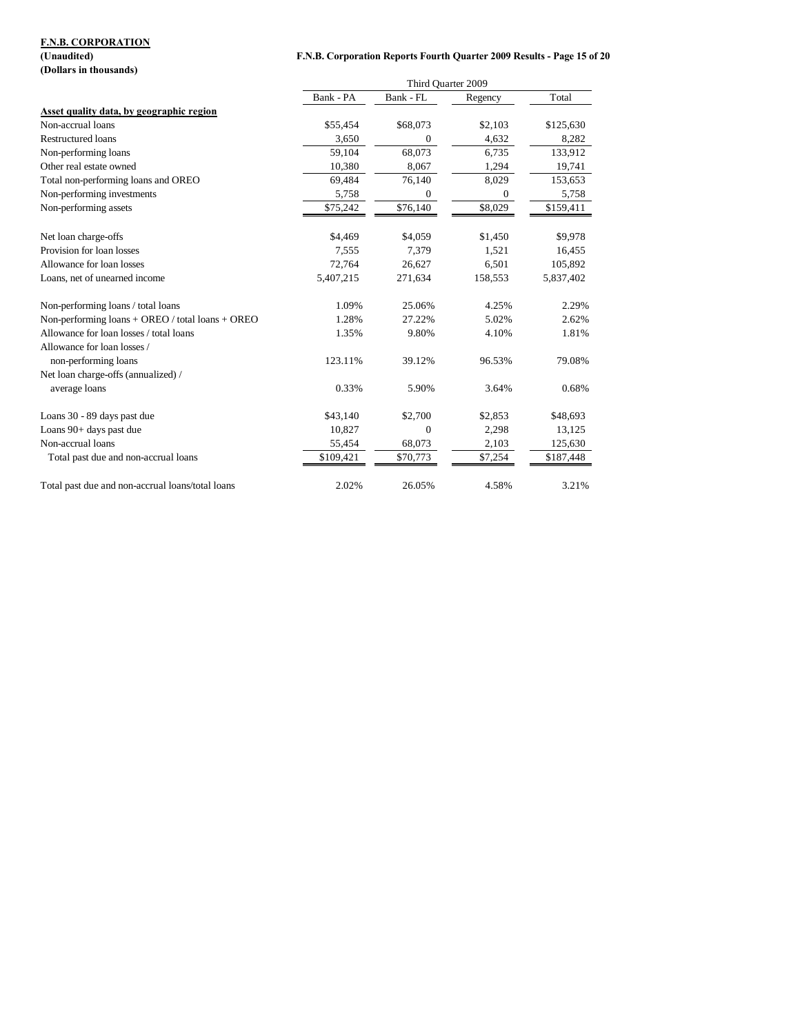**F.N.B. CORPORATION**
**(Unaudited)**
**(Dollars in thousands)**

| | Third Quarter 2009 | | | |
|---|---|---|---|---|
| | Bank - PA | Bank - FL | Regency | Total |
| **Asset quality data, by geographic region** | | | | |
| Non-accrual loans | $55,454 | $68,073 | $2,103 | $125,630 |
| Restructured loans | 3,650 | 0 | 4,632 | 8,282 |
| Non-performing loans | 59,104 | 68,073 | 6,735 | 133,912 |
| Other real estate owned | 10,380 | 8,067 | 1,294 | 19,741 |
| Total non-performing loans and OREO | 69,484 | 76,140 | 8,029 | 153,653 |
| Non-performing investments | 5,758 | 0 | 0 | 5,758 |
| Non-performing assets | $75,242 | $76,140 | $8,029 | $159,411 |
| | | | | |
| Net loan charge-offs | $4,469 | $4,059 | $1,450 | $9,978 |
| Provision for loan losses | 7,555 | 7,379 | 1,521 | 16,455 |
| Allowance for loan losses | 72,764 | 26,627 | 6,501 | 105,892 |
| Loans, net of unearned income | 5,407,215 | 271,634 | 158,553 | 5,837,402 |
| | | | | |
| Non-performing loans / total loans | 1.09% | 25.06% | 4.25% | 2.29% |
| Non-performing loans + OREO / total loans + OREO | 1.28% | 27.22% | 5.02% | 2.62% |
| Allowance for loan losses / total loans | 1.35% | 9.80% | 4.10% | 1.81% |
| Allowance for loan losses / non-performing loans | 123.11% | 39.12% | 96.53% | 79.08% |
| Net loan charge-offs (annualized) / average loans | 0.33% | 5.90% | 3.64% | 0.68% |
| | | | | |
| Loans 30 - 89 days past due | $43,140 | $2,700 | $2,853 | $48,693 |
| Loans 90+ days past due | 10,827 | 0 | 2,298 | 13,125 |
| Non-accrual loans | 55,454 | 68,073 | 2,103 | 125,630 |
| Total past due and non-accrual loans | $109,421 | $70,773 | $7,254 | $187,448 |
| | | | | |
| Total past due and non-accrual loans/total loans | 2.02% | 26.05% | 4.58% | 3.21% |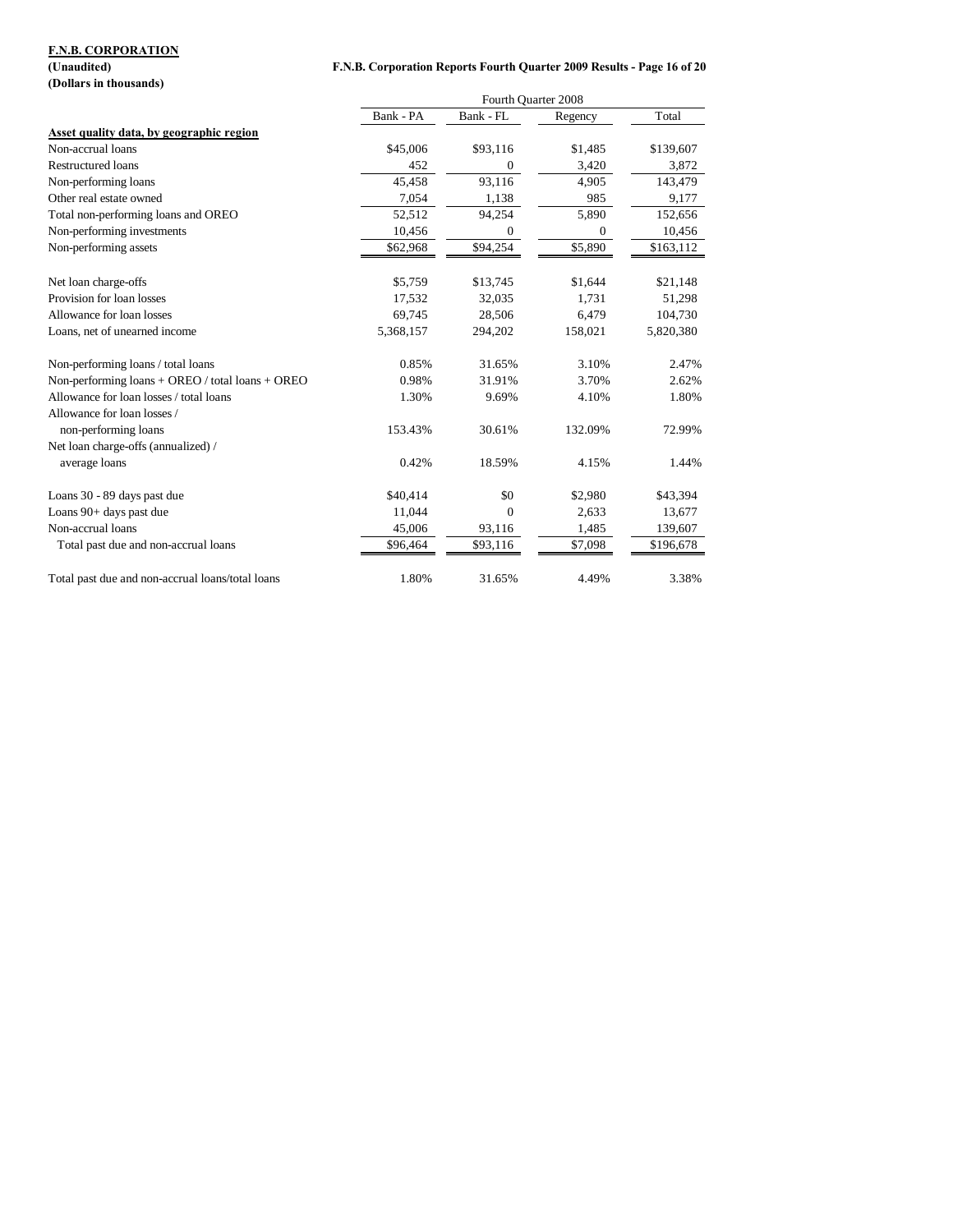**F.N.B. CORPORATION**
**(Unaudited)**
**(Dollars in thousands)**

| | Fourth Quarter 2008 | | | |
|---|---|---|---|---|
| | Bank - PA | Bank - FL | Regency | Total |
| **Asset quality data, by geographic region** | | | | |
| Non-accrual loans | $45,006 | $93,116 | $1,485 | $139,607 |
| Restructured loans | 452 | 0 | 3,420 | 3,872 |
| Non-performing loans | 45,458 | 93,116 | 4,905 | 143,479 |
| Other real estate owned | 7,054 | 1,138 | 985 | 9,177 |
| Total non-performing loans and OREO | 52,512 | 94,254 | 5,890 | 152,656 |
| Non-performing investments | 10,456 | 0 | 0 | 10,456 |
| Non-performing assets | $62,968 | $94,254 | $5,890 | $163,112 |
| | | | | |
| Net loan charge-offs | $5,759 | $13,745 | $1,644 | $21,148 |
| Provision for loan losses | 17,532 | 32,035 | 1,731 | 51,298 |
| Allowance for loan losses | 69,745 | 28,506 | 6,479 | 104,730 |
| Loans, net of unearned income | 5,368,157 | 294,202 | 158,021 | 5,820,380 |
| | | | | |
| Non-performing loans / total loans | 0.85% | 31.65% | 3.10% | 2.47% |
| Non-performing loans + OREO / total loans + OREO | 0.98% | 31.91% | 3.70% | 2.62% |
| Allowance for loan losses / total loans | 1.30% | 9.69% | 4.10% | 1.80% |
| Allowance for loan losses / non-performing loans | 153.43% | 30.61% | 132.09% | 72.99% |
| Net loan charge-offs (annualized) / average loans | 0.42% | 18.59% | 4.15% | 1.44% |
| | | | | |
| Loans 30 - 89 days past due | $40,414 | $0 | $2,980 | $43,394 |
| Loans 90+ days past due | 11,044 | 0 | 2,633 | 13,677 |
| Non-accrual loans | 45,006 | 93,116 | 1,485 | 139,607 |
| Total past due and non-accrual loans | $96,464 | $93,116 | $7,098 | $196,678 |
| | | | | |
| Total past due and non-accrual loans/total loans | 1.80% | 31.65% | 4.49% | 3.38% |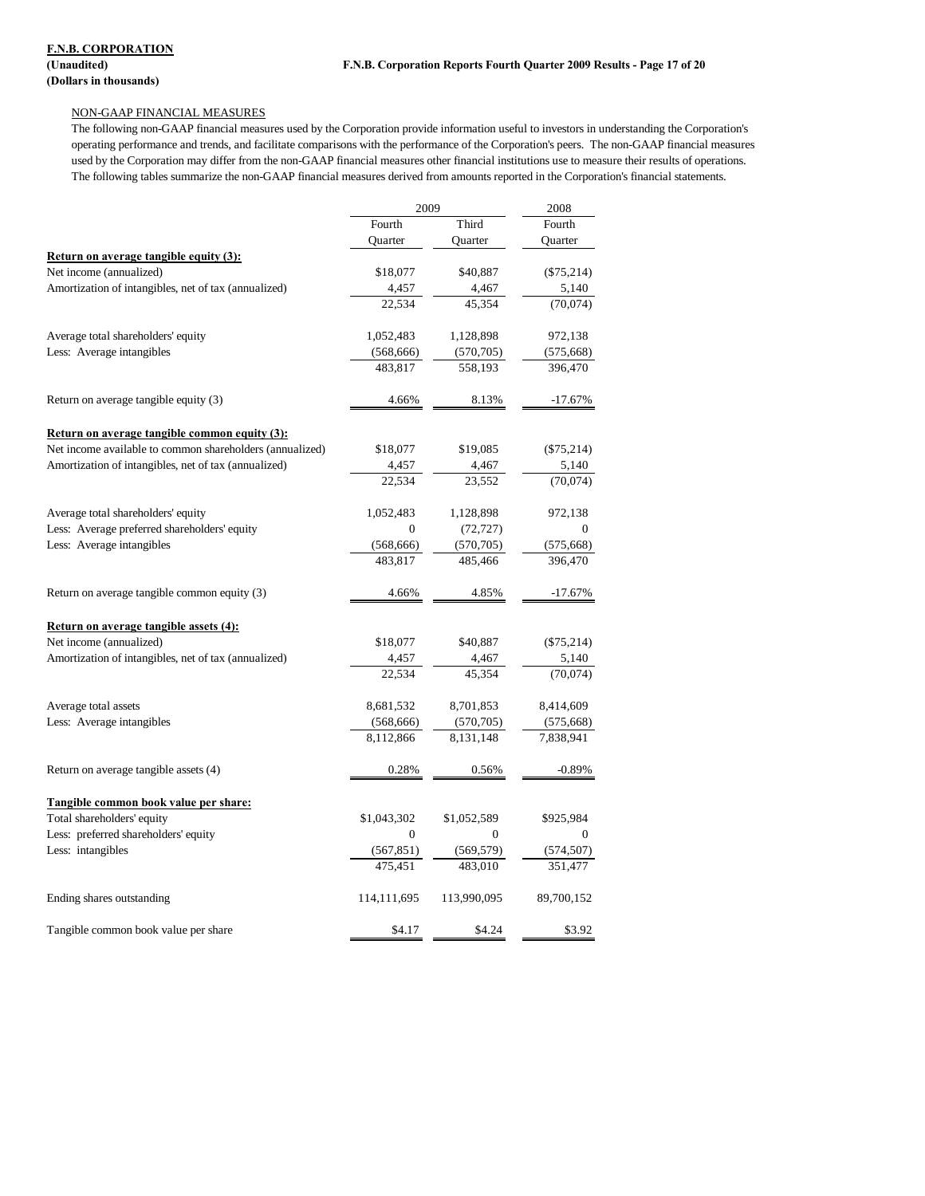**F.N.B. CORPORATION**
**(Unaudited)**
**(Dollars in thousands)**

NON-GAAP FINANCIAL MEASURES

The following non-GAAP financial measures used by the Corporation provide information useful to investors in understanding the Corporation's operating performance and trends, and facilitate comparisons with the performance of the Corporation's peers. The non-GAAP financial measures used by the Corporation may differ from the non-GAAP financial measures other financial institutions use to measure their results of operations. The following tables summarize the non-GAAP financial measures derived from amounts reported in the Corporation's financial statements.

| | 2009 | | 2008 |
|---|---|---|---|
| | Fourth Quarter | Third Quarter | Fourth Quarter |
| **Return on average tangible equity (3):** | | | |
| Net income (annualized) | $18,077 | $40,887 | ($75,214) |
| Amortization of intangibles, net of tax (annualized) | 4,457 | 4,467 | 5,140 |
| | 22,534 | 45,354 | (70,074) |
| Average total shareholders' equity | 1,052,483 | 1,128,898 | 972,138 |
| Less: Average intangibles | (568,666) | (570,705) | (575,668) |
| | 483,817 | 558,193 | 396,470 |
| Return on average tangible equity (3) | 4.66% | 8.13% | -17.67% |
| **Return on average tangible common equity (3):** | | | |
| Net income available to common shareholders (annualized) | $18,077 | $19,085 | ($75,214) |
| Amortization of intangibles, net of tax (annualized) | 4,457 | 4,467 | 5,140 |
| | 22,534 | 23,552 | (70,074) |
| Average total shareholders' equity | 1,052,483 | 1,128,898 | 972,138 |
| Less: Average preferred shareholders' equity | 0 | (72,727) | 0 |
| Less: Average intangibles | (568,666) | (570,705) | (575,668) |
| | 483,817 | 485,466 | 396,470 |
| Return on average tangible common equity (3) | 4.66% | 4.85% | -17.67% |
| **Return on average tangible assets (4):** | | | |
| Net income (annualized) | $18,077 | $40,887 | ($75,214) |
| Amortization of intangibles, net of tax (annualized) | 4,457 | 4,467 | 5,140 |
| | 22,534 | 45,354 | (70,074) |
| Average total assets | 8,681,532 | 8,701,853 | 8,414,609 |
| Less: Average intangibles | (568,666) | (570,705) | (575,668) |
| | 8,112,866 | 8,131,148 | 7,838,941 |
| Return on average tangible assets (4) | 0.28% | 0.56% | -0.89% |
| **Tangible common book value per share:** | | | |
| Total shareholders' equity | $1,043,302 | $1,052,589 | $925,984 |
| Less: preferred shareholders' equity | 0 | 0 | 0 |
| Less: intangibles | (567,851) | (569,579) | (574,507) |
| | 475,451 | 483,010 | 351,477 |
| Ending shares outstanding | 114,111,695 | 113,990,095 | 89,700,152 |
| Tangible common book value per share | $4.17 | $4.24 | $3.92 |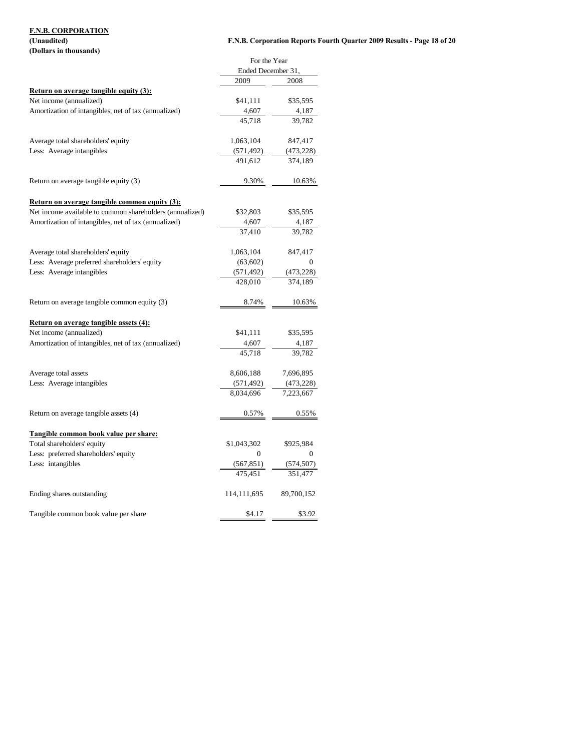**F.N.B. CORPORATION**
**(Unaudited)**
**(Dollars in thousands)**

| | For the Year Ended December 31, | |
|---|---|---|
| | 2009 | 2008 |
| **Return on average tangible equity (3):** | | |
| Net income (annualized) | $41,111 | $35,595 |
| Amortization of intangibles, net of tax (annualized) | 4,607 | 4,187 |
| | 45,718 | 39,782 |
| | | |
| Average total shareholders' equity | 1,063,104 | 847,417 |
| Less: Average intangibles | (571,492) | (473,228) |
| | 491,612 | 374,189 |
| | | |
| Return on average tangible equity (3) | 9.30% | 10.63% |
| | | |
| **Return on average tangible common equity (3):** | | |
| Net income available to common shareholders (annualized) | $32,803 | $35,595 |
| Amortization of intangibles, net of tax (annualized) | 4,607 | 4,187 |
| | 37,410 | 39,782 |
| | | |
| Average total shareholders' equity | 1,063,104 | 847,417 |
| Less: Average preferred shareholders' equity | (63,602) | 0 |
| Less: Average intangibles | (571,492) | (473,228) |
| | 428,010 | 374,189 |
| | | |
| Return on average tangible common equity (3) | 8.74% | 10.63% |
| | | |
| **Return on average tangible assets (4):** | | |
| Net income (annualized) | $41,111 | $35,595 |
| Amortization of intangibles, net of tax (annualized) | 4,607 | 4,187 |
| | 45,718 | 39,782 |
| | | |
| Average total assets | 8,606,188 | 7,696,895 |
| Less: Average intangibles | (571,492) | (473,228) |
| | 8,034,696 | 7,223,667 |
| | | |
| Return on average tangible assets (4) | 0.57% | 0.55% |
| | | |
| **Tangible common book value per share:** | | |
| Total shareholders' equity | $1,043,302 | $925,984 |
| Less: preferred shareholders' equity | 0 | 0 |
| Less: intangibles | (567,851) | (574,507) |
| | 475,451 | 351,477 |
| | | |
| Ending shares outstanding | 114,111,695 | 89,700,152 |
| | | |
| Tangible common book value per share | $4.17 | $3.92 |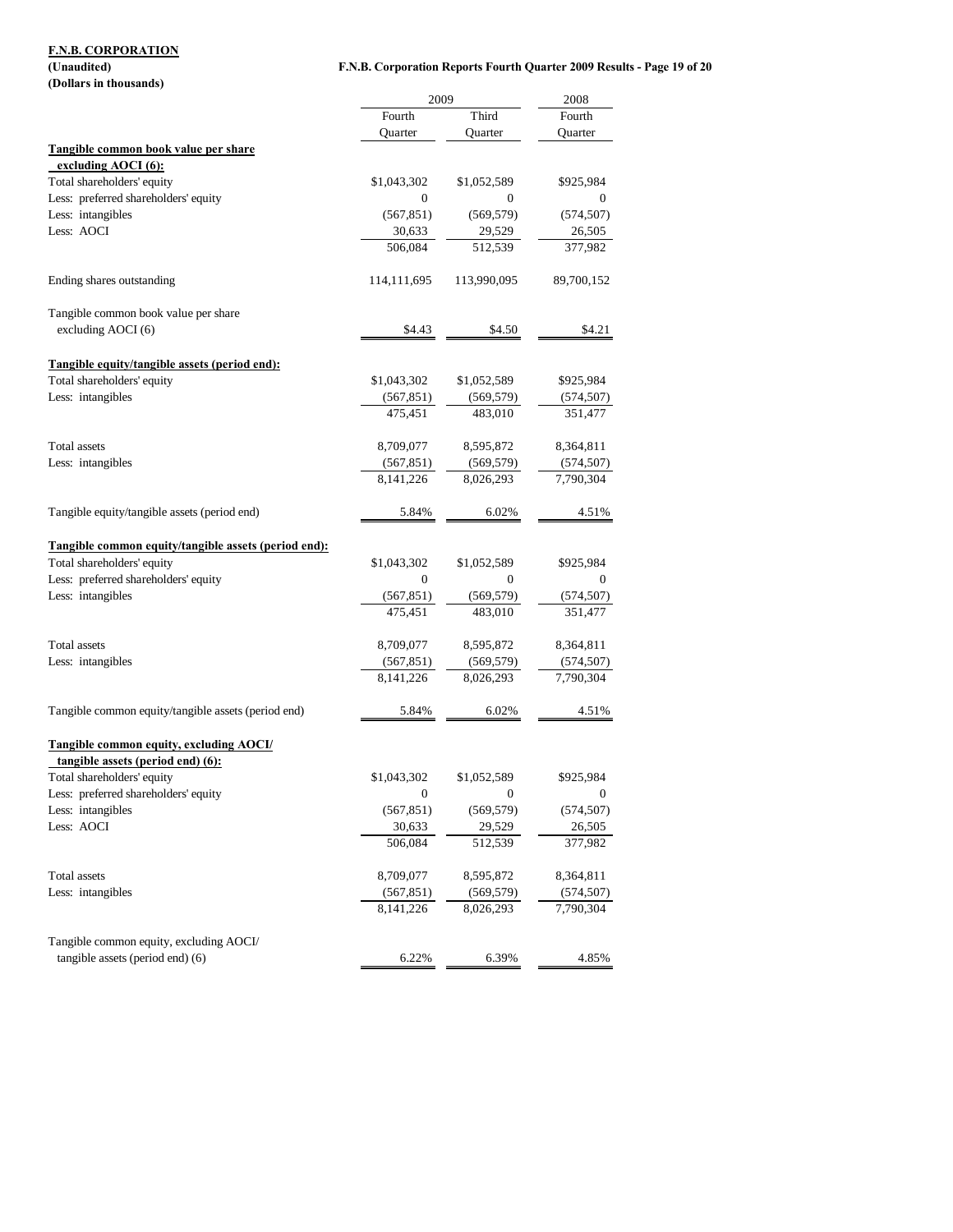**F.N.B. CORPORATION**
**(Unaudited)**
**(Dollars in thousands)**

| | 2009 | | 2008 |
|---|---|---|---|
| | Fourth Quarter | Third Quarter | Fourth Quarter |
| **Tangible common book value per share excluding AOCI (6):** | | | |
| Total shareholders' equity | $1,043,302 | $1,052,589 | $925,984 |
| Less: preferred shareholders' equity | 0 | 0 | 0 |
| Less: intangibles | (567,851) | (569,579) | (574,507) |
| Less: AOCI | 30,633 | 29,529 | 26,505 |
| | 506,084 | 512,539 | 377,982 |
| Ending shares outstanding | 114,111,695 | 113,990,095 | 89,700,152 |
| Tangible common book value per share excluding AOCI (6) | $4.43 | $4.50 | $4.21 |
| **Tangible equity/tangible assets (period end):** | | | |
| Total shareholders' equity | $1,043,302 | $1,052,589 | $925,984 |
| Less: intangibles | (567,851) | (569,579) | (574,507) |
| | 475,451 | 483,010 | 351,477 |
| Total assets | 8,709,077 | 8,595,872 | 8,364,811 |
| Less: intangibles | (567,851) | (569,579) | (574,507) |
| | 8,141,226 | 8,026,293 | 7,790,304 |
| Tangible equity/tangible assets (period end) | 5.84% | 6.02% | 4.51% |
| **Tangible common equity/tangible assets (period end):** | | | |
| Total shareholders' equity | $1,043,302 | $1,052,589 | $925,984 |
| Less: preferred shareholders' equity | 0 | 0 | 0 |
| Less: intangibles | (567,851) | (569,579) | (574,507) |
| | 475,451 | 483,010 | 351,477 |
| Total assets | 8,709,077 | 8,595,872 | 8,364,811 |
| Less: intangibles | (567,851) | (569,579) | (574,507) |
| | 8,141,226 | 8,026,293 | 7,790,304 |
| Tangible common equity/tangible assets (period end) | 5.84% | 6.02% | 4.51% |
| **Tangible common equity, excluding AOCI/ tangible assets (period end) (6):** | | | |
| Total shareholders' equity | $1,043,302 | $1,052,589 | $925,984 |
| Less: preferred shareholders' equity | 0 | 0 | 0 |
| Less: intangibles | (567,851) | (569,579) | (574,507) |
| Less: AOCI | 30,633 | 29,529 | 26,505 |
| | 506,084 | 512,539 | 377,982 |
| Total assets | 8,709,077 | 8,595,872 | 8,364,811 |
| Less: intangibles | (567,851) | (569,579) | (574,507) |
| | 8,141,226 | 8,026,293 | 7,790,304 |
| Tangible common equity, excluding AOCI/ tangible assets (period end) (6) | 6.22% | 6.39% | 4.85% |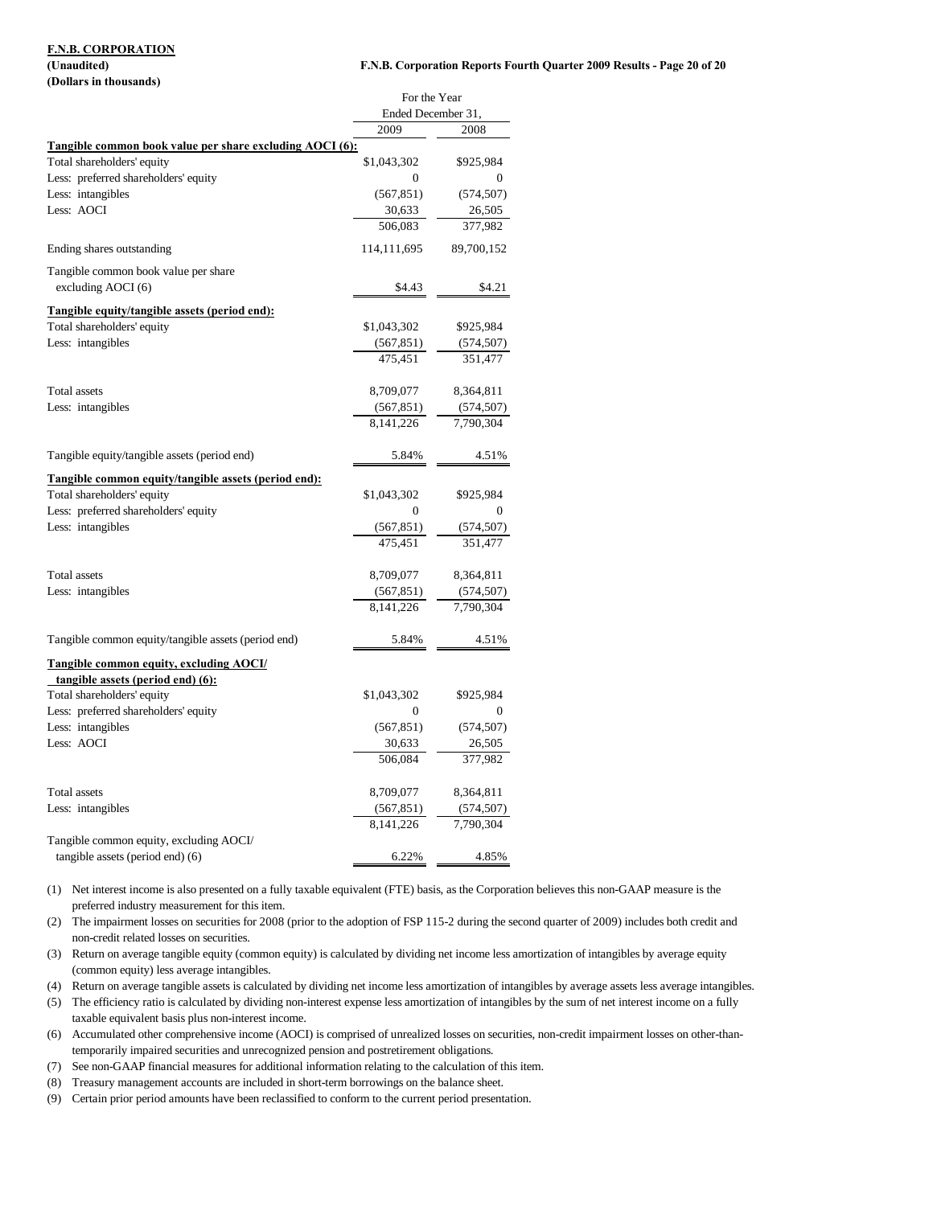**F.N.B. CORPORATION**
**(Unaudited)**
**(Dollars in thousands)**

| | For the Year Ended December 31, 2009 | 2008 |
|---|---|---|
| **Tangible common book value per share excluding AOCI (6):** | | |
| Total shareholders' equity | $1,043,302 | $925,984 |
| Less: preferred shareholders' equity | 0 | 0 |
| Less: intangibles | (567,851) | (574,507) |
| Less: AOCI | 30,633 | 26,505 |
| | 506,083 | 377,982 |
| Ending shares outstanding | 114,111,695 | 89,700,152 |
| Tangible common book value per share excluding AOCI (6) | $4.43 | $4.21 |
| **Tangible equity/tangible assets (period end):** | | |
| Total shareholders' equity | $1,043,302 | $925,984 |
| Less: intangibles | (567,851) | (574,507) |
| | 475,451 | 351,477 |
| Total assets | 8,709,077 | 8,364,811 |
| Less: intangibles | (567,851) | (574,507) |
| | 8,141,226 | 7,790,304 |
| Tangible equity/tangible assets (period end) | 5.84% | 4.51% |
| **Tangible common equity/tangible assets (period end):** | | |
| Total shareholders' equity | $1,043,302 | $925,984 |
| Less: preferred shareholders' equity | 0 | 0 |
| Less: intangibles | (567,851) | (574,507) |
| | 475,451 | 351,477 |
| Total assets | 8,709,077 | 8,364,811 |
| Less: intangibles | (567,851) | (574,507) |
| | 8,141,226 | 7,790,304 |
| Tangible common equity/tangible assets (period end) | 5.84% | 4.51% |
| **Tangible common equity, excluding AOCI/ tangible assets (period end) (6):** | | |
| Total shareholders' equity | $1,043,302 | $925,984 |
| Less: preferred shareholders' equity | 0 | 0 |
| Less: intangibles | (567,851) | (574,507) |
| Less: AOCI | 30,633 | 26,505 |
| | 506,084 | 377,982 |
| Total assets | 8,709,077 | 8,364,811 |
| Less: intangibles | (567,851) | (574,507) |
| | 8,141,226 | 7,790,304 |
| Tangible common equity, excluding AOCI/ tangible assets (period end) (6) | 6.22% | 4.85% |

(1) Net interest income is also presented on a fully taxable equivalent (FTE) basis, as the Corporation believes this non-GAAP measure is the preferred industry measurement for this item.
(2) The impairment losses on securities for 2008 (prior to the adoption of FSP 115-2 during the second quarter of 2009) includes both credit and non-credit related losses on securities.
(3) Return on average tangible equity (common equity) is calculated by dividing net income less amortization of intangibles by average equity (common equity) less average intangibles.
(4) Return on average tangible assets is calculated by dividing net income less amortization of intangibles by average assets less average intangibles.
(5) The efficiency ratio is calculated by dividing non-interest expense less amortization of intangibles by the sum of net interest income on a fully taxable equivalent basis plus non-interest income.
(6) Accumulated other comprehensive income (AOCI) is comprised of unrealized losses on securities, non-credit impairment losses on other-than-temporarily impaired securities and unrecognized pension and postretirement obligations.
(7) See non-GAAP financial measures for additional information relating to the calculation of this item.
(8) Treasury management accounts are included in short-term borrowings on the balance sheet.
(9) Certain prior period amounts have been reclassified to conform to the current period presentation.